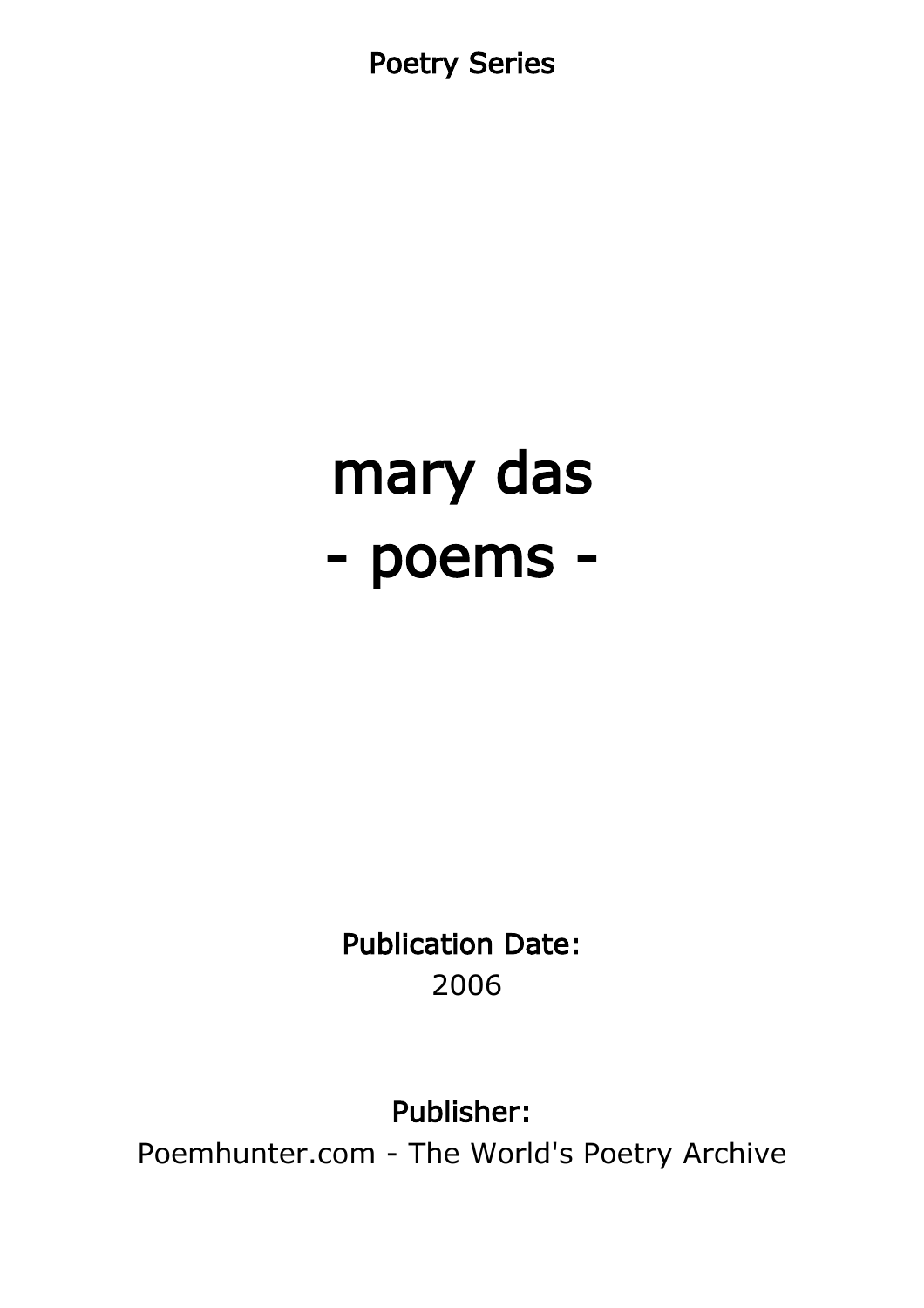Poetry Series

# mary das
# - poems -

**Publication Date:**
2006

**Publisher:**
Poemhunter.com - The World's Poetry Archive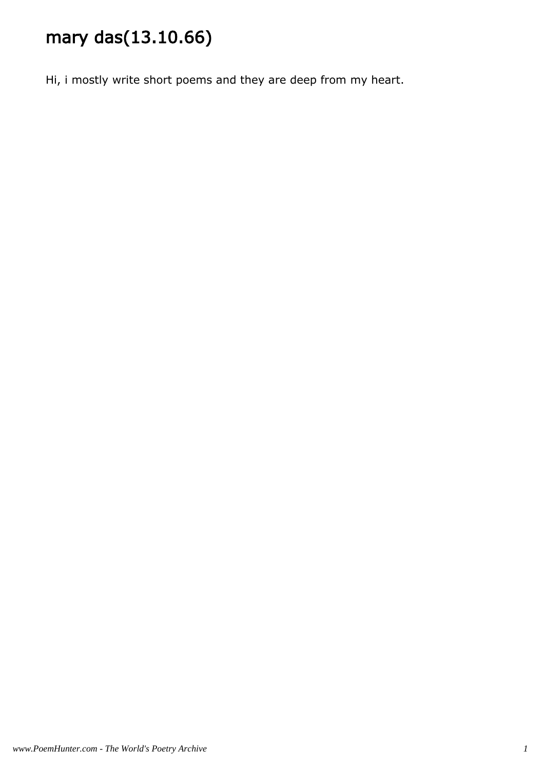# mary das(13.10.66)

Hi, i mostly write short poems and they are deep from my heart.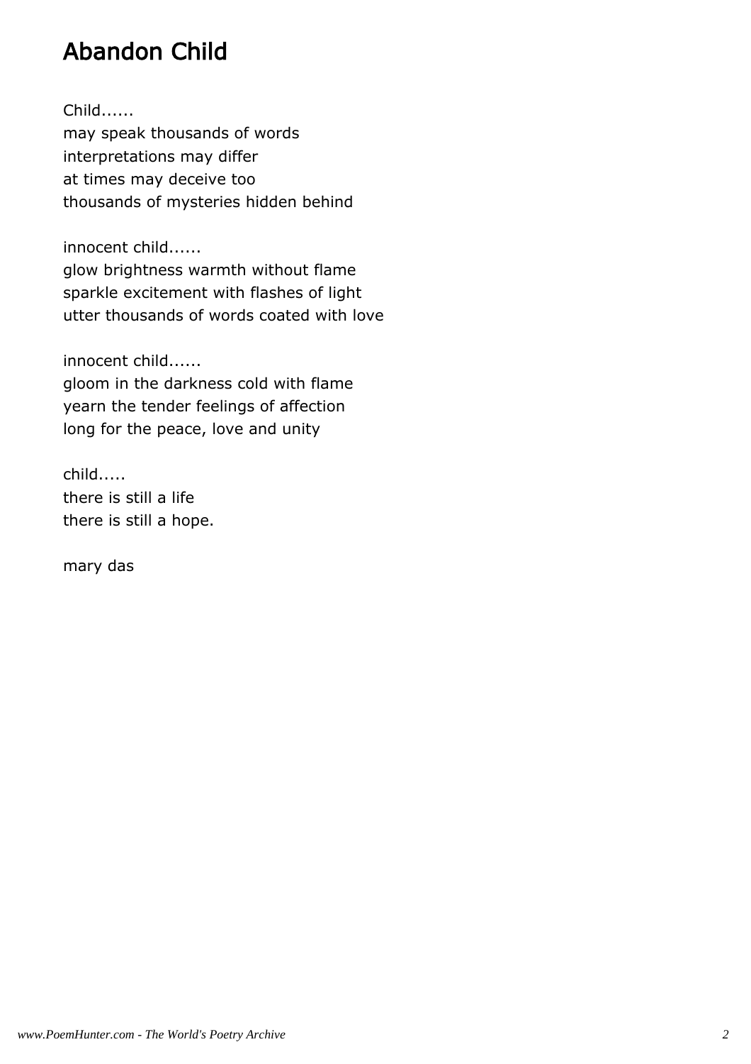# Abandon Child

Child......  
may speak thousands of words  
interpretations may differ  
at times may deceive too  
thousands of mysteries hidden behind

innocent child......  
glow brightness warmth without flame  
sparkle excitement with flashes of light  
utter thousands of words coated with love

innocent child......  
gloom in the darkness cold with flame  
yearn the tender feelings of affection  
long for the peace, love and unity

child.....  
there is still a life  
there is still a hope.

mary das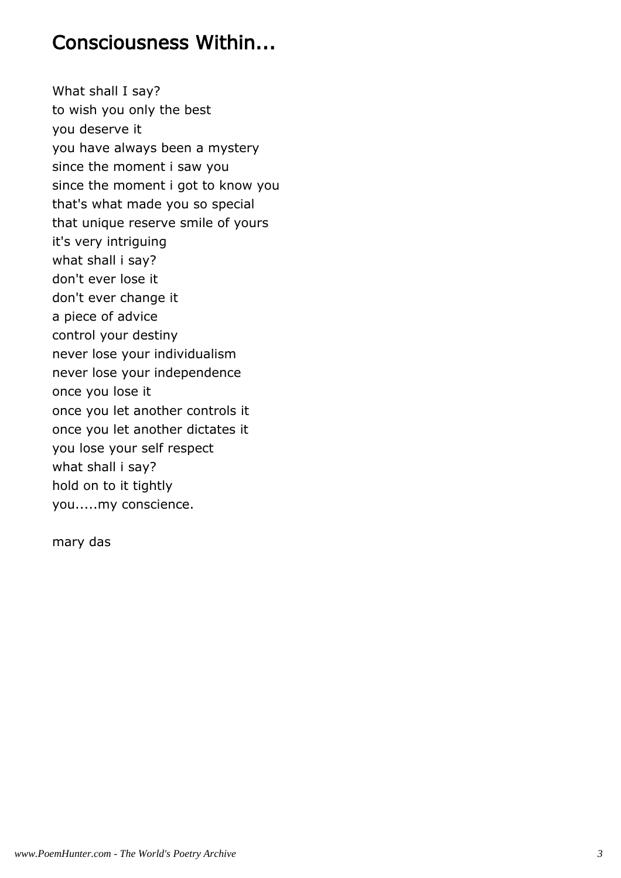# Consciousness Within...

What shall I say?
to wish you only the best
you deserve it
you have always been a mystery
since the moment i saw you
since the moment i got to know you
that's what made you so special
that unique reserve smile of yours
it's very intriguing
what shall i say?
don't ever lose it
don't ever change it
a piece of advice
control your destiny
never lose your individualism
never lose your independence
once you lose it
once you let another controls it
once you let another dictates it
you lose your self respect
what shall i say?
hold on to it tightly
you.....my conscience.

mary das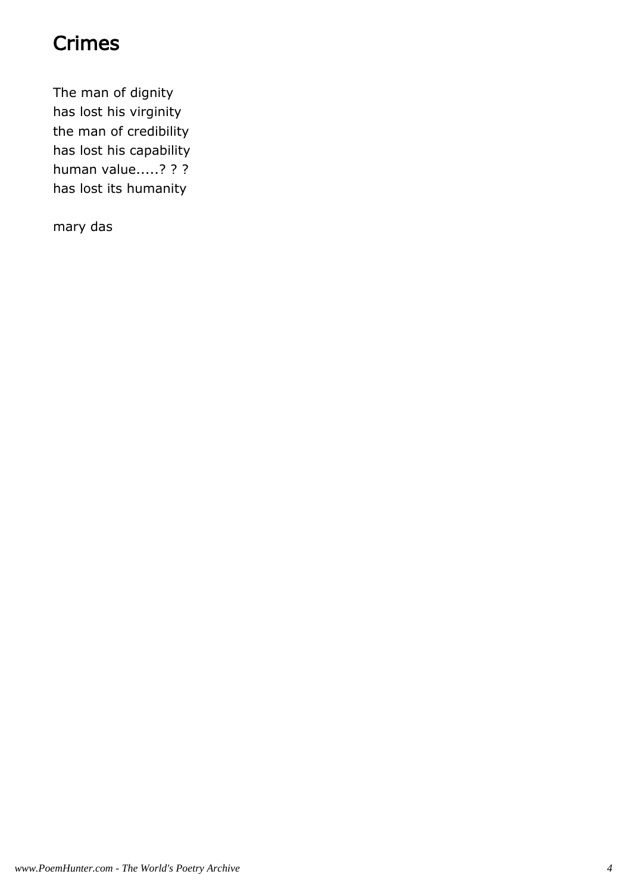# Crimes

The man of dignity  
has lost his virginity  
the man of credibility  
has lost his capability  
human value.....? ? ?  
has lost its humanity

mary das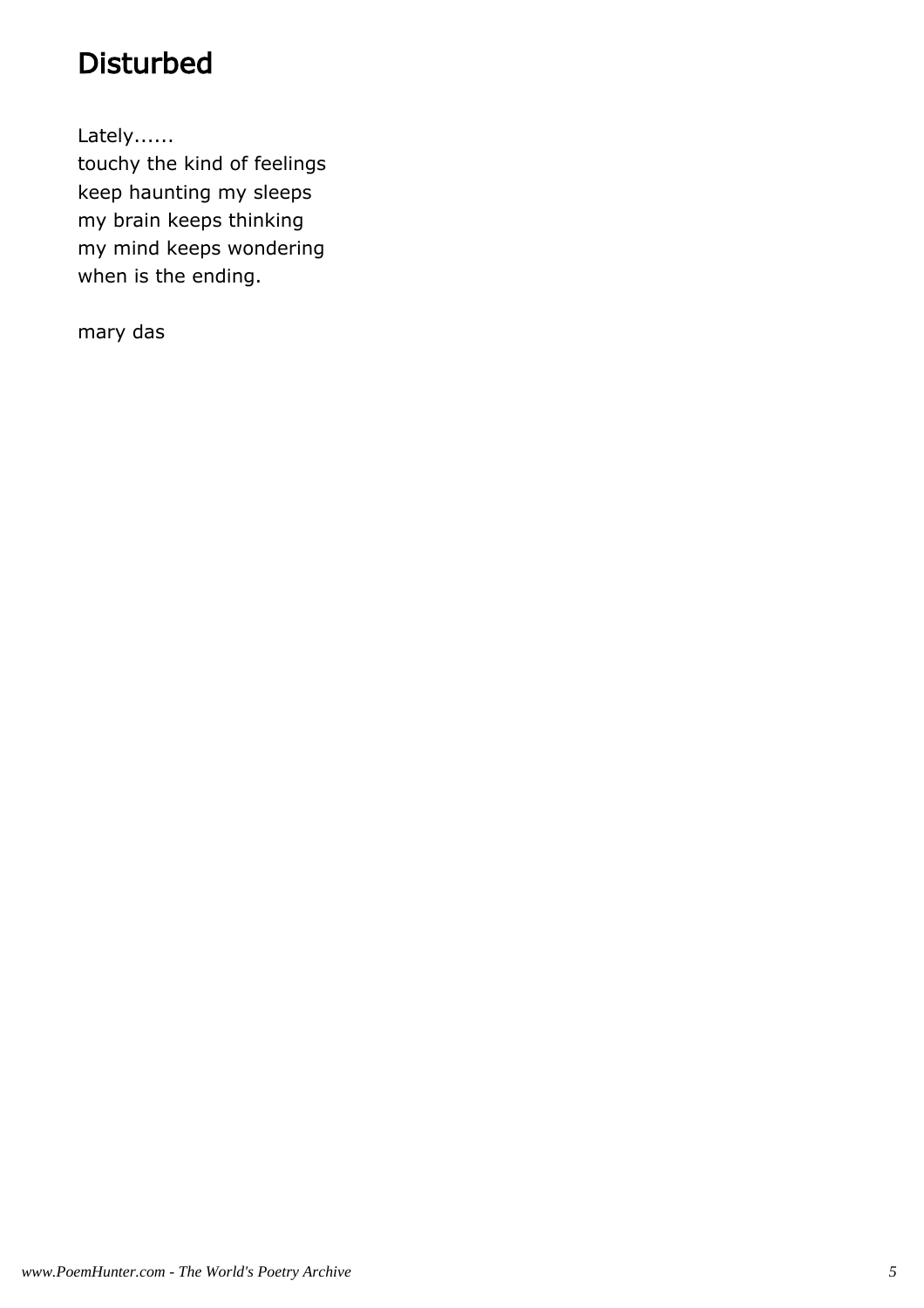# Disturbed

Lately......  
touchy the kind of feelings  
keep haunting my sleeps  
my brain keeps thinking  
my mind keeps wondering  
when is the ending.

mary das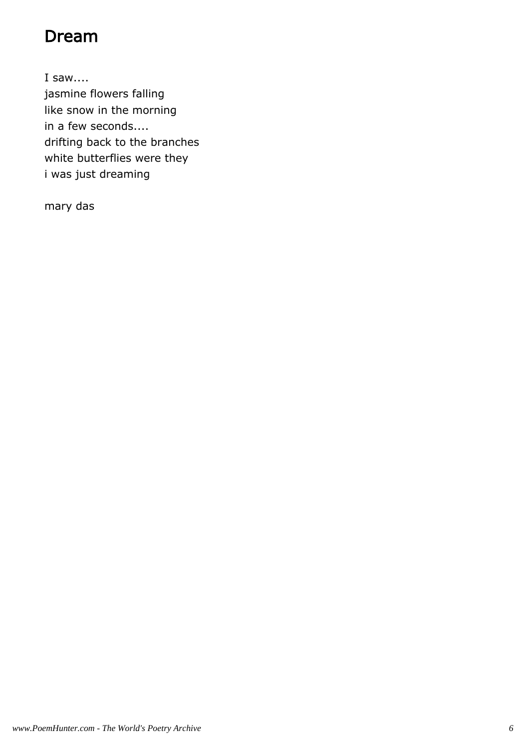# Dream

I saw....  
jasmine flowers falling  
like snow in the morning  
in a few seconds....  
drifting back to the branches  
white butterflies were they  
i was just dreaming

mary das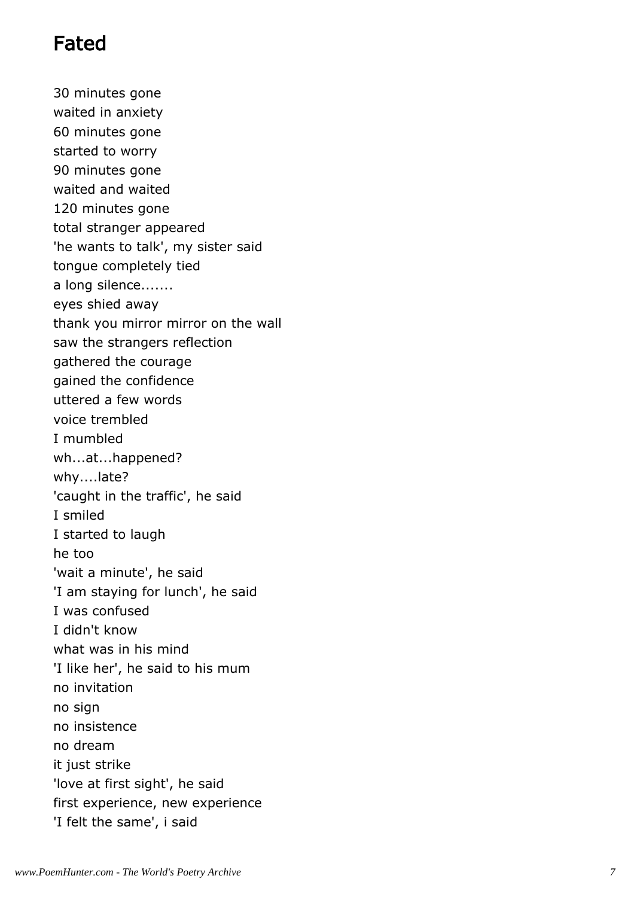## Fated

30 minutes gone  
waited in anxiety  
60 minutes gone  
started to worry  
90 minutes gone  
waited and waited  
120 minutes gone  
total stranger appeared  
'he wants to talk', my sister said  
tongue completely tied  
a long silence.......  
eyes shied away  
thank you mirror mirror on the wall  
saw the strangers reflection  
gathered the courage  
gained the confidence  
uttered a few words  
voice trembled  
I mumbled  
wh...at...happened?  
why....late?  
'caught in the traffic', he said  
I smiled  
I started to laugh  
he too  
'wait a minute', he said  
'I am staying for lunch', he said  
I was confused  
I didn't know  
what was in his mind  
'I like her', he said to his mum  
no invitation  
no sign  
no insistence  
no dream  
it just strike  
'love at first sight', he said  
first experience, new experience  
'I felt the same', i said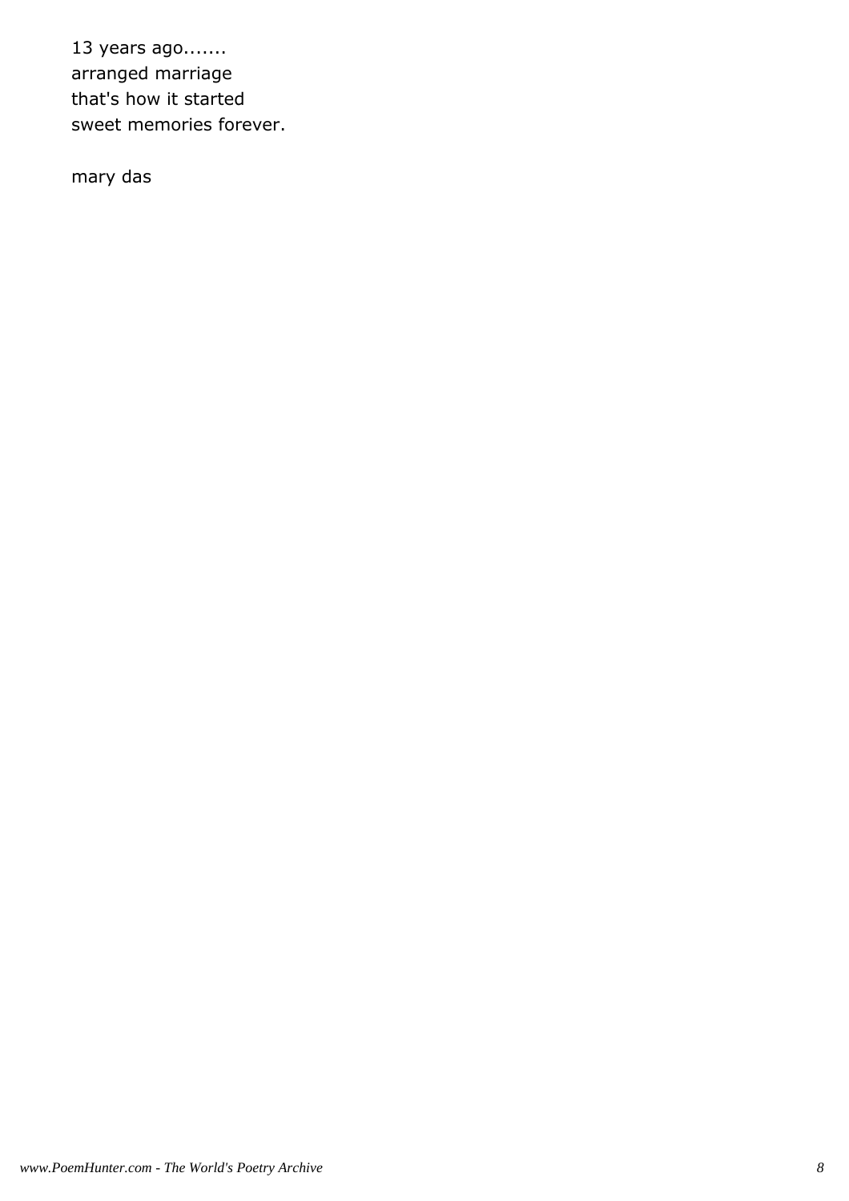13 years ago.......
arranged marriage
that's how it started
sweet memories forever.

mary das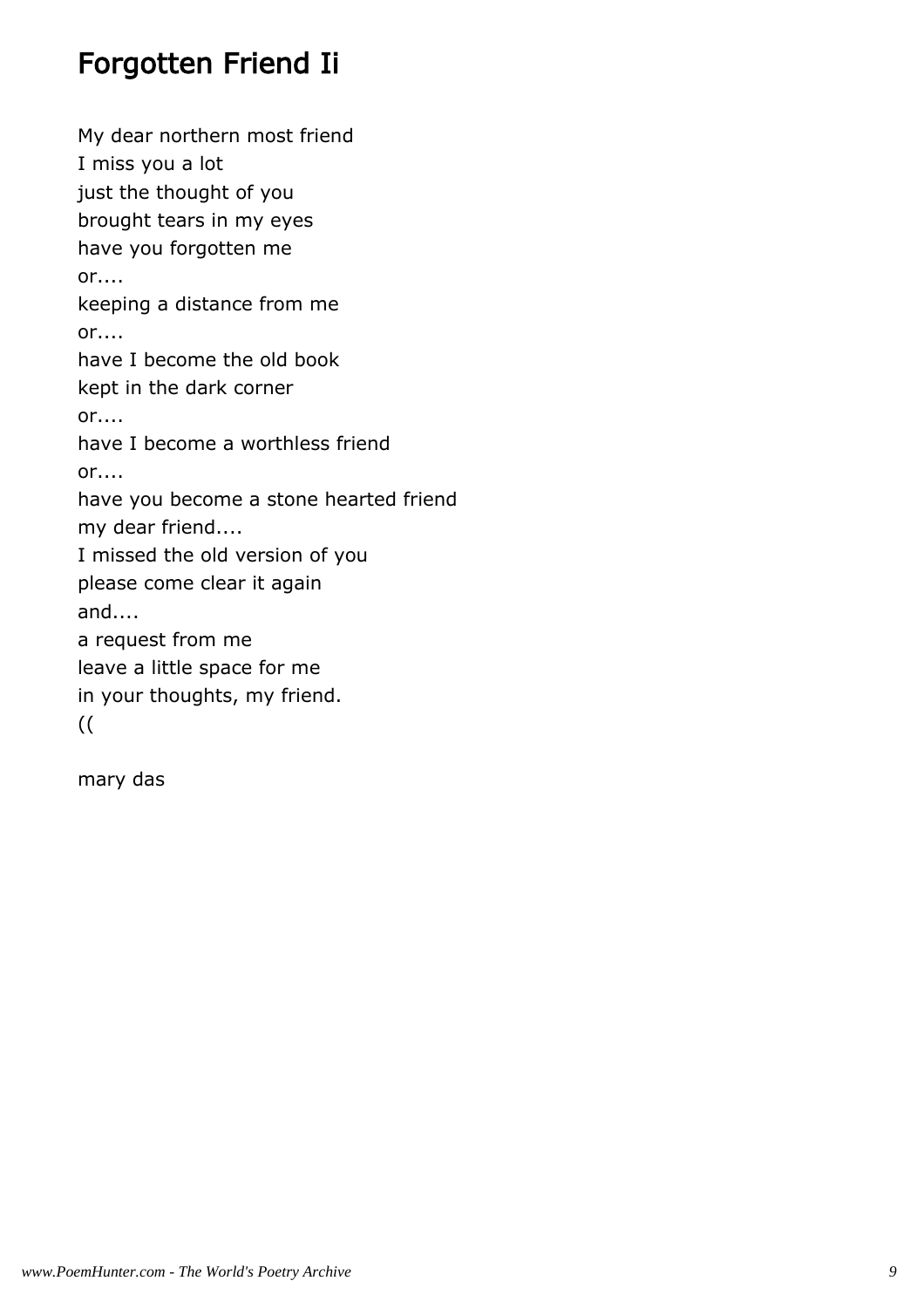# Forgotten Friend Ii

My dear northern most friend  
I miss you a lot  
just the thought of you  
brought tears in my eyes  
have you forgotten me  
or....  
keeping a distance from me  
or....  
have I become the old book  
kept in the dark corner  
or....  
have I become a worthless friend  
or....  
have you become a stone hearted friend  
my dear friend....  
I missed the old version of you  
please come clear it again  
and....  
a request from me  
leave a little space for me  
in your thoughts, my friend.  
((

mary das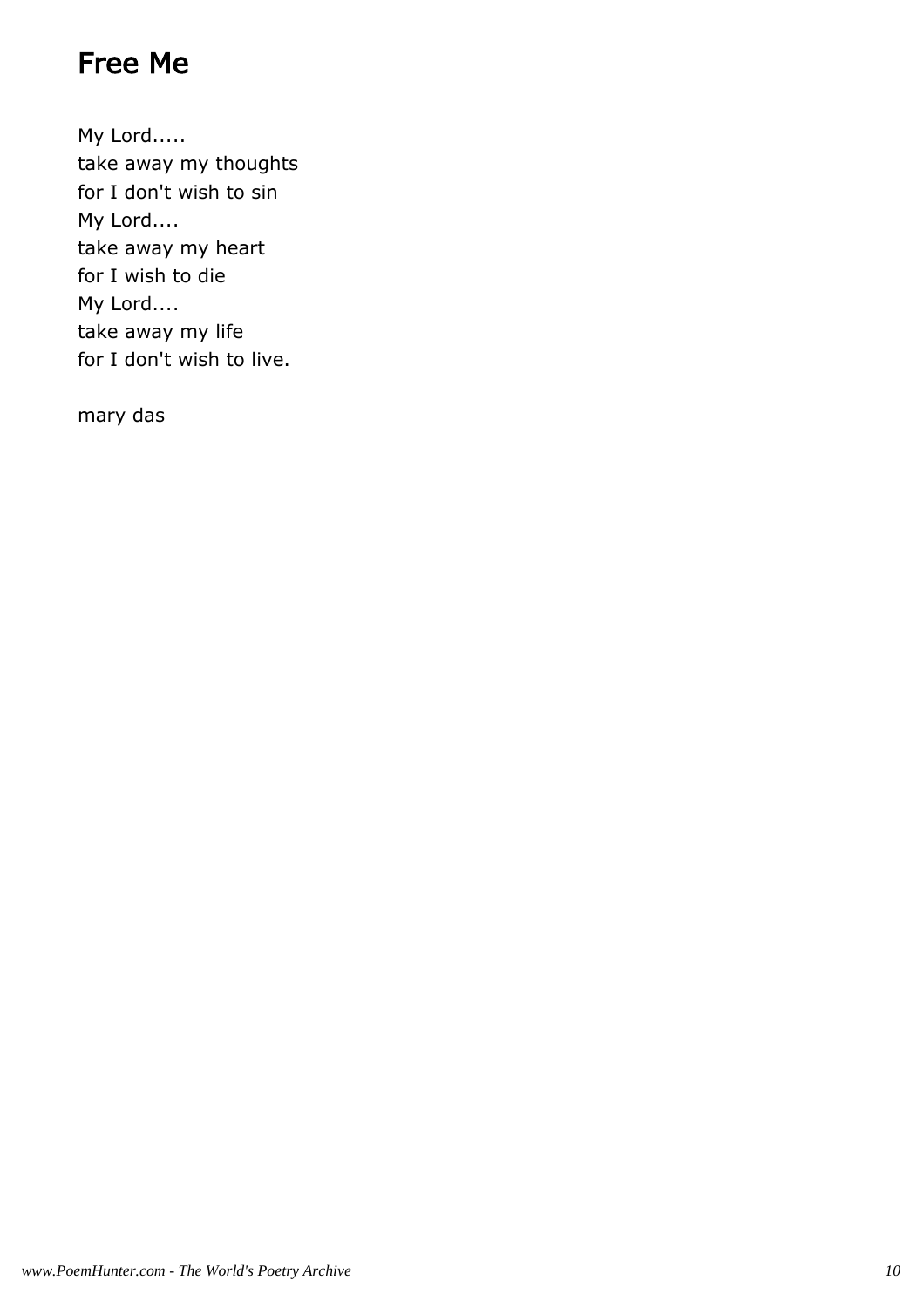# Free Me

My Lord.....
take away my thoughts
for I don't wish to sin
My Lord....
take away my heart
for I wish to die
My Lord....
take away my life
for I don't wish to live.

mary das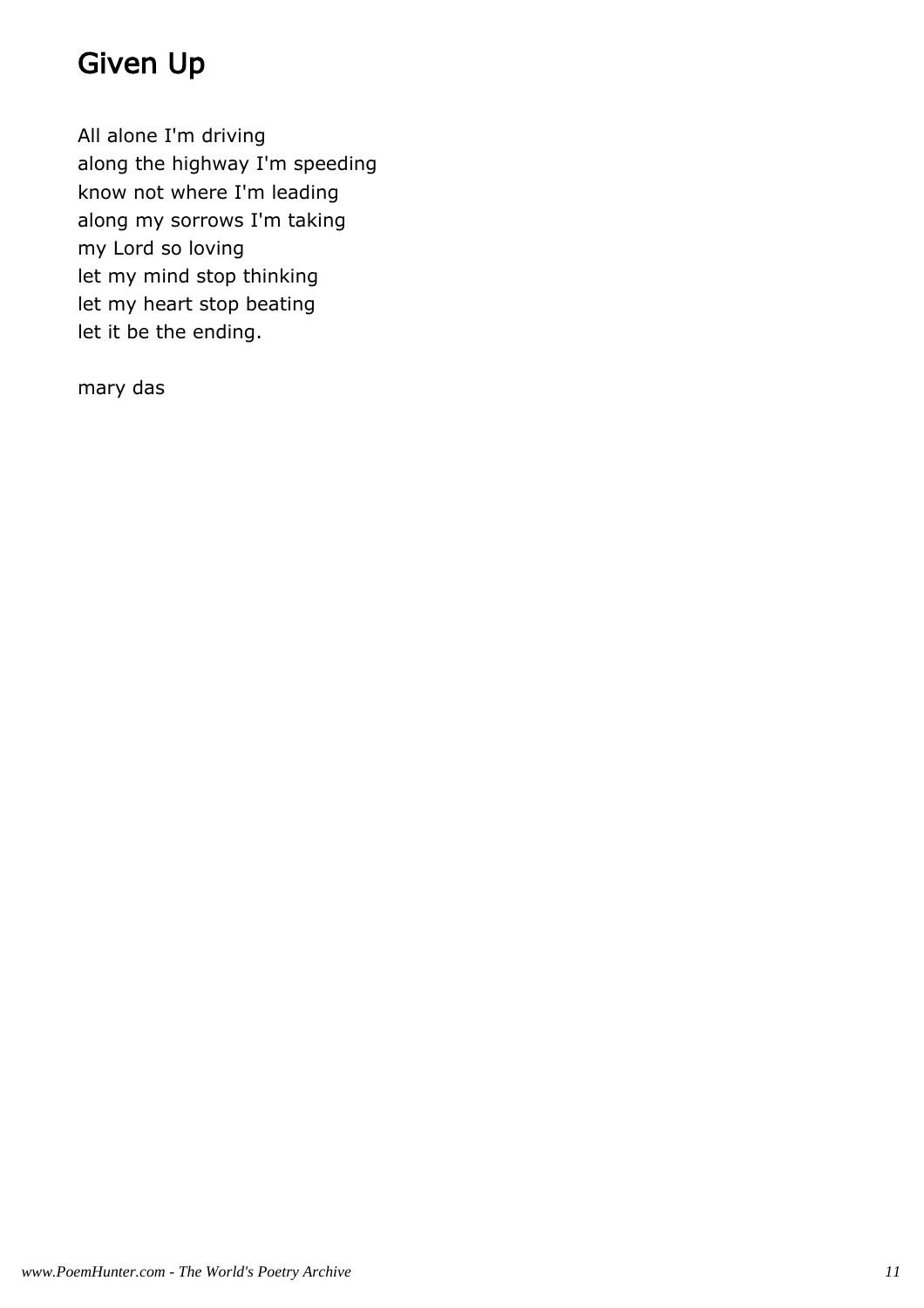# Given Up

All alone I'm driving
along the highway I'm speeding
know not where I'm leading
along my sorrows I'm taking
my Lord so loving
let my mind stop thinking
let my heart stop beating
let it be the ending.

mary das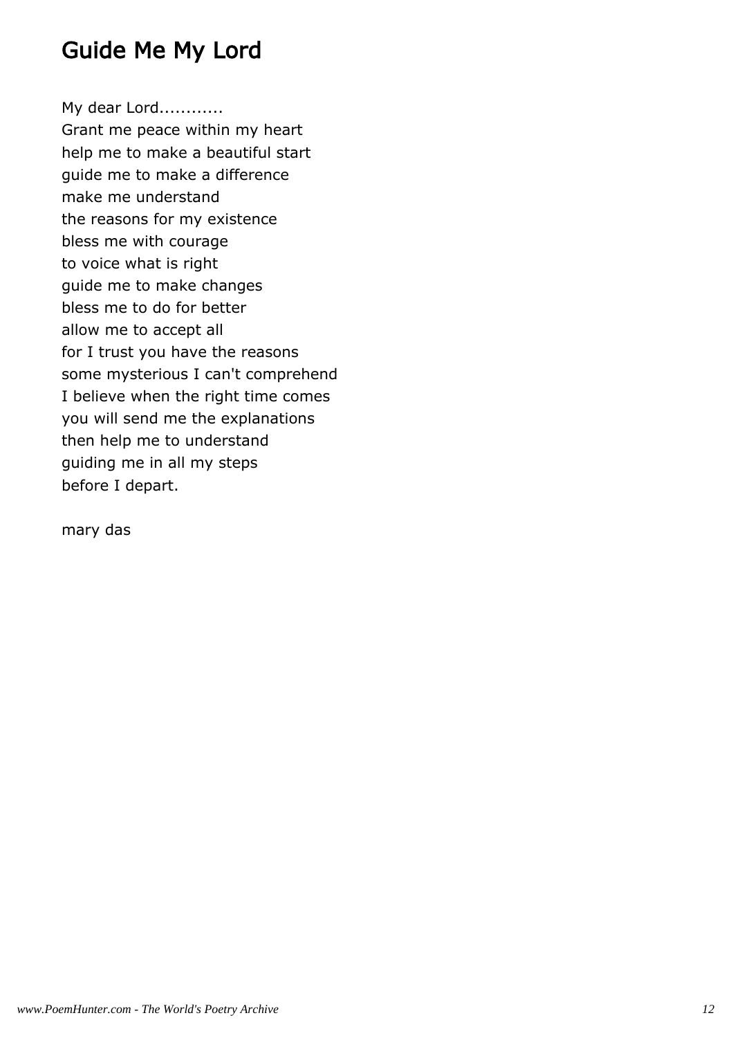# Guide Me My Lord

My dear Lord............  
Grant me peace within my heart  
help me to make a beautiful start  
guide me to make a difference  
make me understand  
the reasons for my existence  
bless me with courage  
to voice what is right  
guide me to make changes  
bless me to do for better  
allow me to accept all  
for I trust you have the reasons  
some mysterious I can't comprehend  
I believe when the right time comes  
you will send me the explanations  
then help me to understand  
guiding me in all my steps  
before I depart.

mary das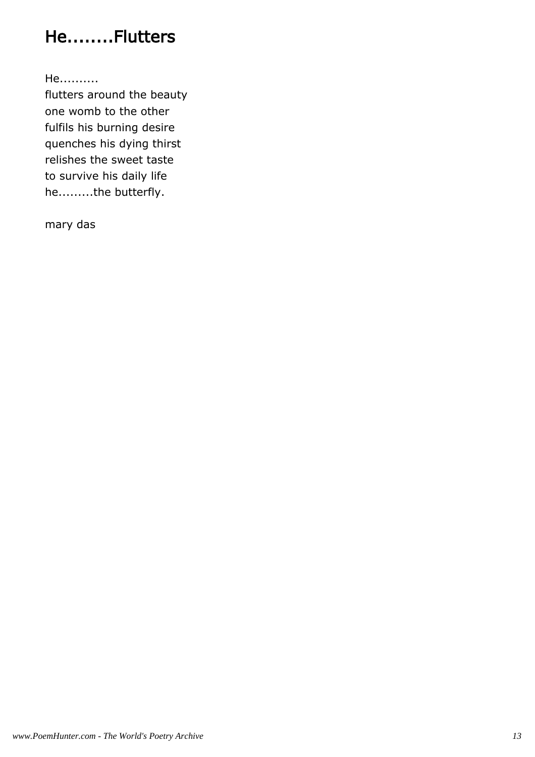# He........Flutters

He..........
flutters around the beauty
one womb to the other
fulfils his burning desire
quenches his dying thirst
relishes the sweet taste
to survive his daily life
he.........the butterfly.

mary das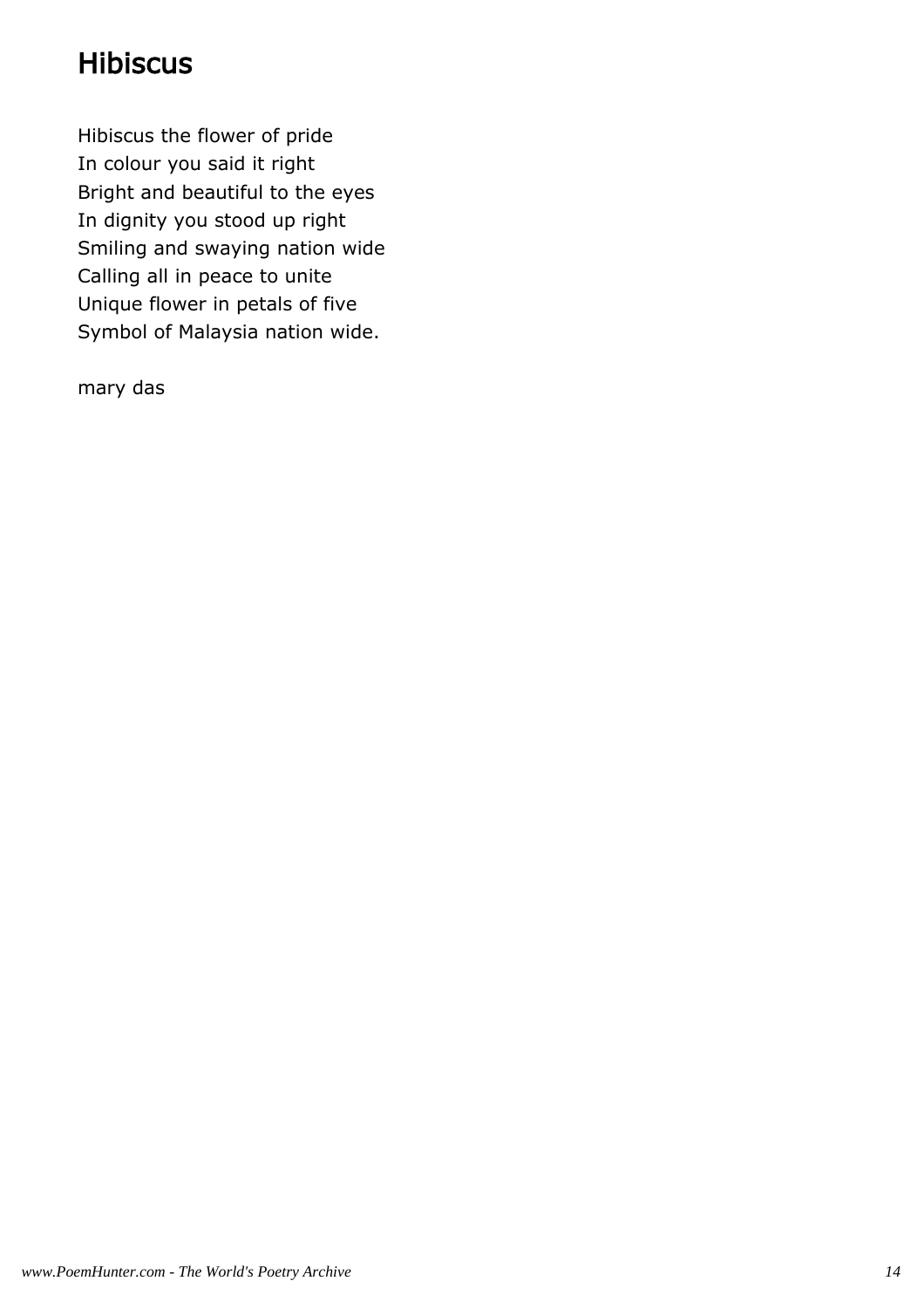# Hibiscus

Hibiscus the flower of pride
In colour you said it right
Bright and beautiful to the eyes
In dignity you stood up right
Smiling and swaying nation wide
Calling all in peace to unite
Unique flower in petals of five
Symbol of Malaysia nation wide.

mary das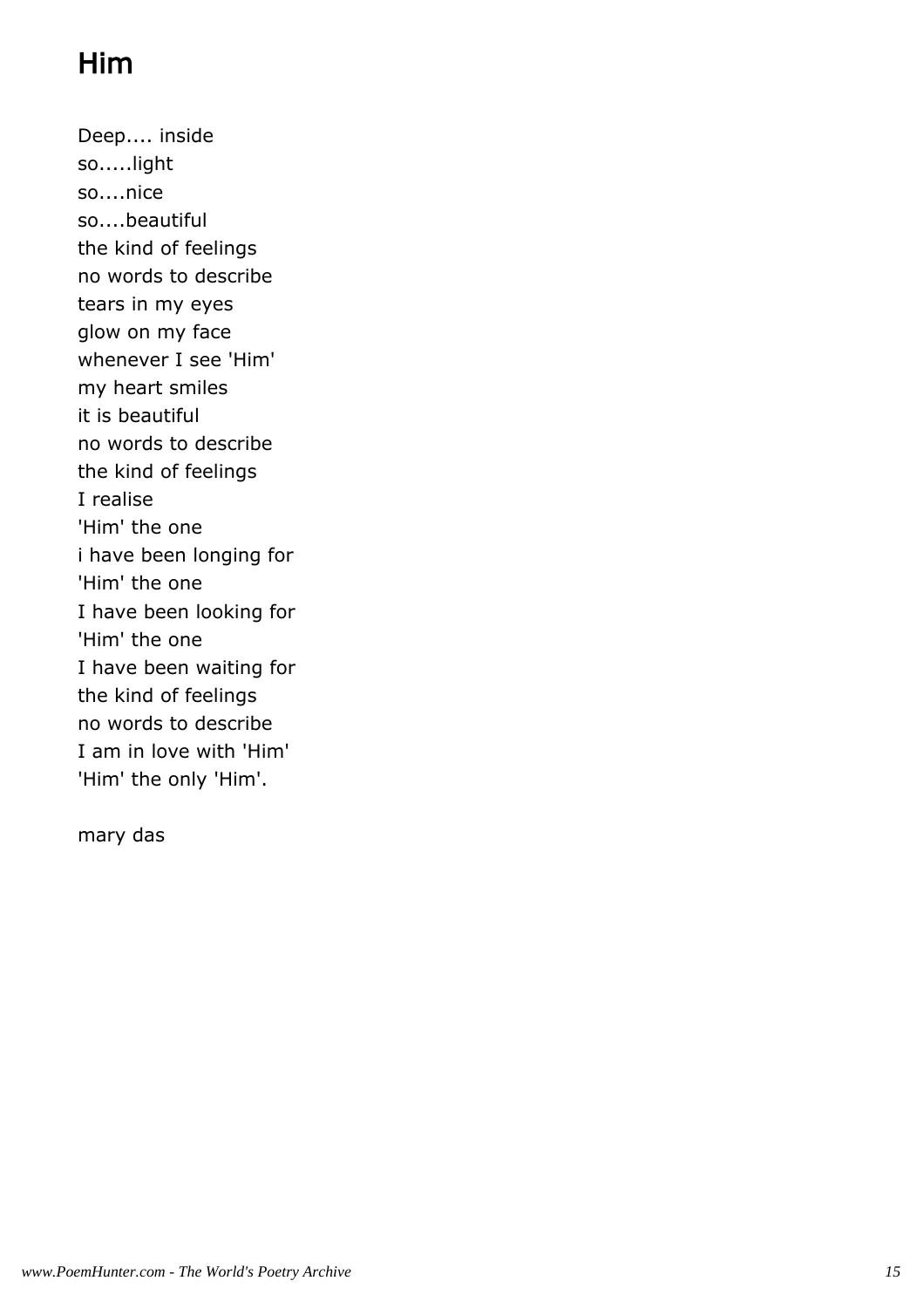# Him

Deep.... inside  
so.....light  
so....nice  
so....beautiful  
the kind of feelings  
no words to describe  
tears in my eyes  
glow on my face  
whenever I see 'Him'  
my heart smiles  
it is beautiful  
no words to describe  
the kind of feelings  
I realise  
'Him' the one  
i have been longing for  
'Him' the one  
I have been looking for  
'Him' the one  
I have been waiting for  
the kind of feelings  
no words to describe  
I am in love with 'Him'  
'Him' the only 'Him'.

mary das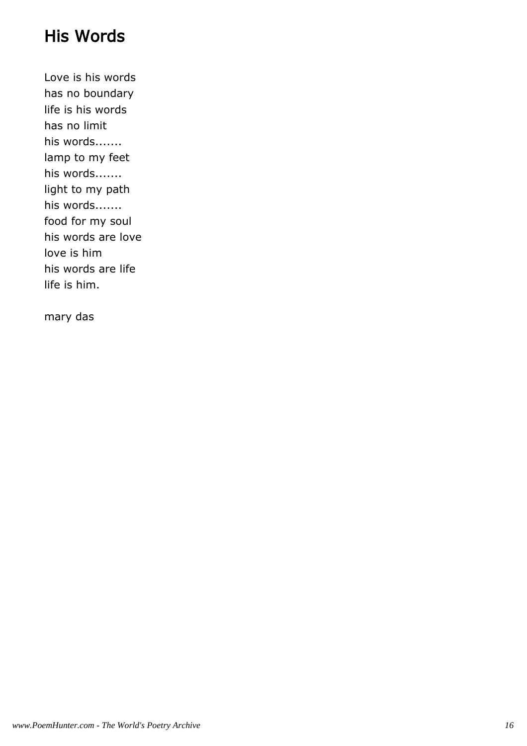# His Words

Love is his words
has no boundary
life is his words
has no limit
his words.......
lamp to my feet
his words.......
light to my path
his words.......
food for my soul
his words are love
love is him
his words are life
life is him.

mary das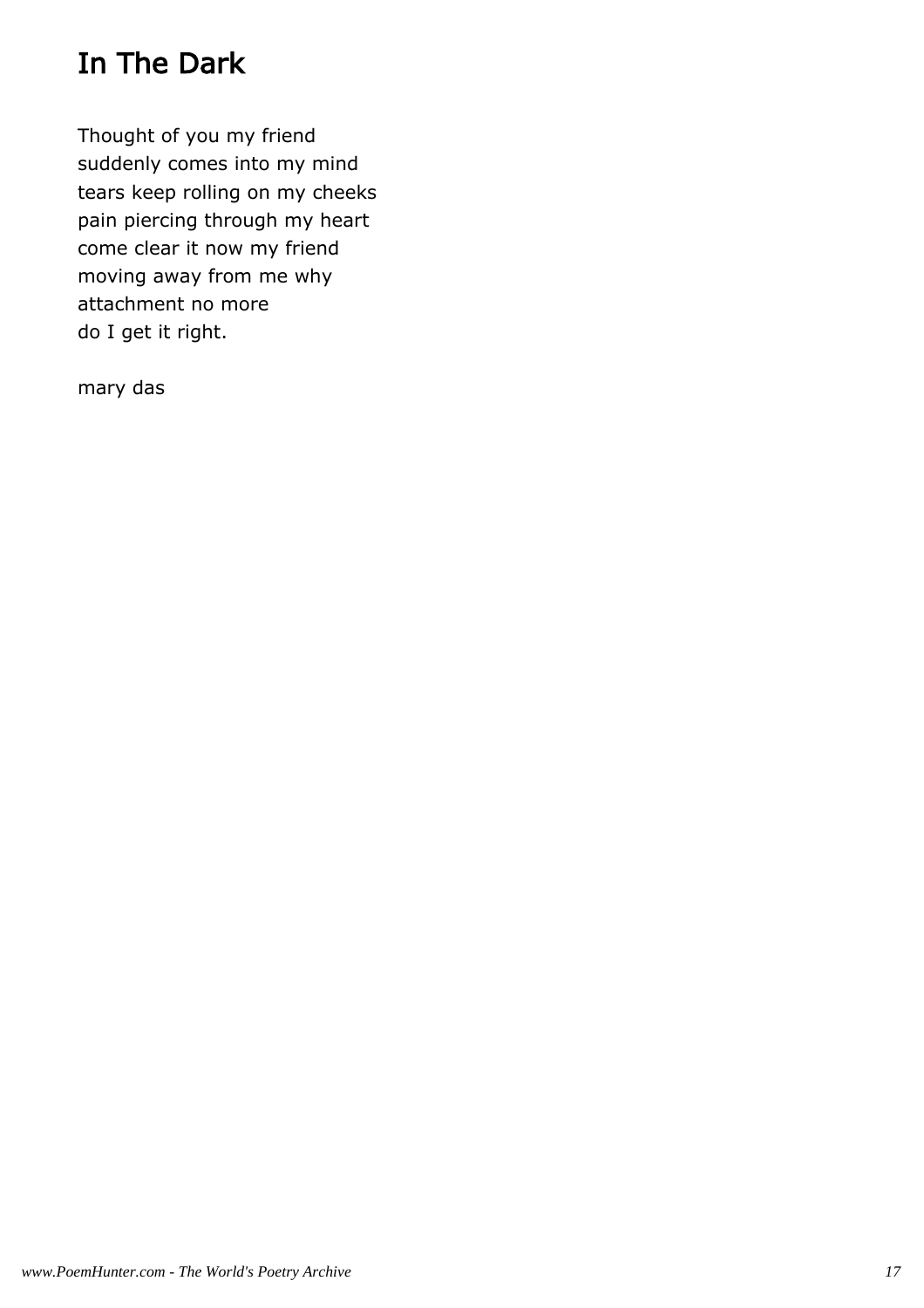# In The Dark

Thought of you my friend  
suddenly comes into my mind  
tears keep rolling on my cheeks  
pain piercing through my heart  
come clear it now my friend  
moving away from me why  
attachment no more  
do I get it right.

mary das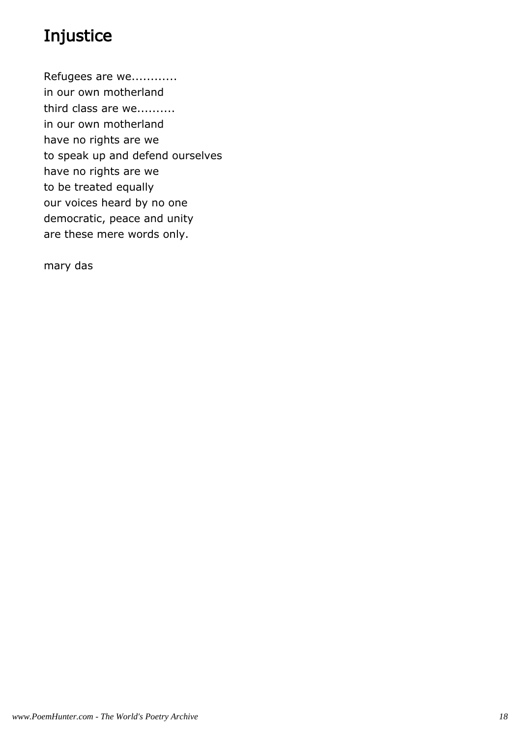# Injustice

Refugees are we............  
in our own motherland  
third class are we..........  
in our own motherland  
have no rights are we  
to speak up and defend ourselves  
have no rights are we  
to be treated equally  
our voices heard by no one  
democratic, peace and unity  
are these mere words only.

mary das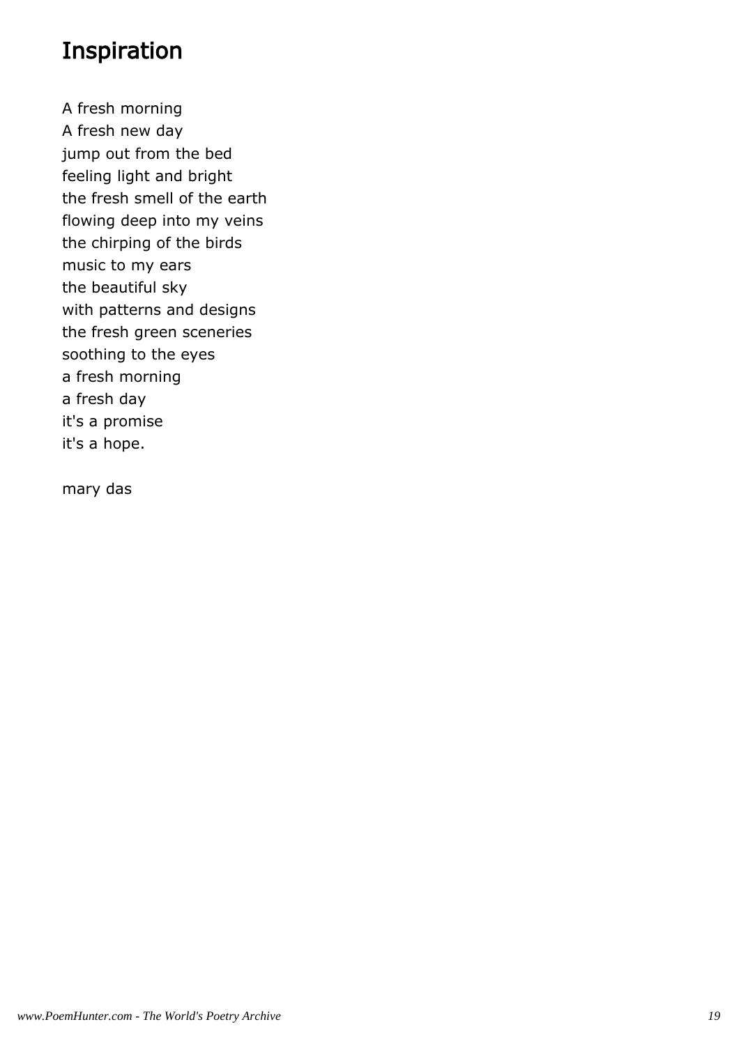# Inspiration

A fresh morning  
A fresh new day  
jump out from the bed  
feeling light and bright  
the fresh smell of the earth  
flowing deep into my veins  
the chirping of the birds  
music to my ears  
the beautiful sky  
with patterns and designs  
the fresh green sceneries  
soothing to the eyes  
a fresh morning  
a fresh day  
it's a promise  
it's a hope.

mary das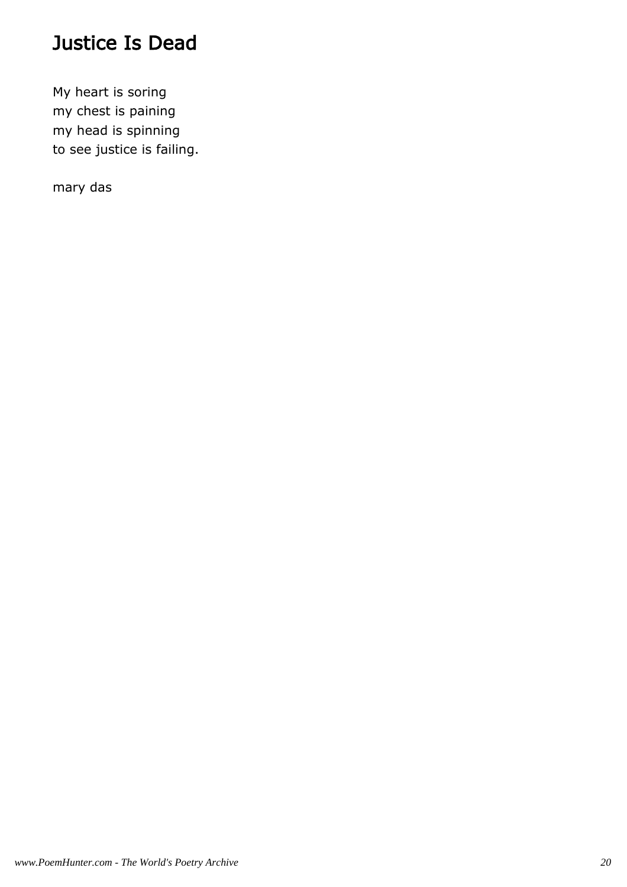# Justice Is Dead

My heart is soring  
my chest is paining  
my head is spinning  
to see justice is failing.

mary das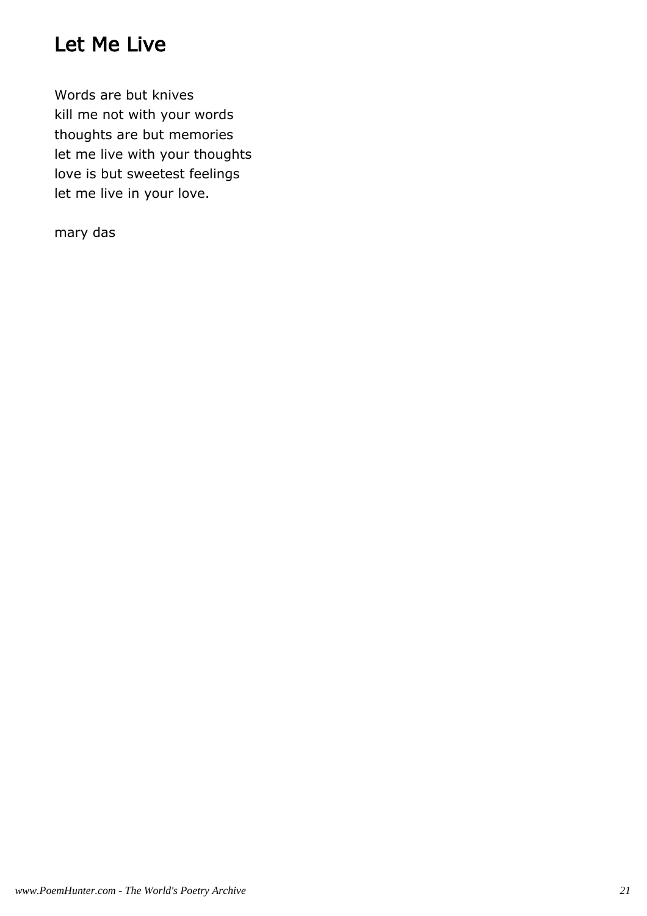# Let Me Live

Words are but knives
kill me not with your words
thoughts are but memories
let me live with your thoughts
love is but sweetest feelings
let me live in your love.

mary das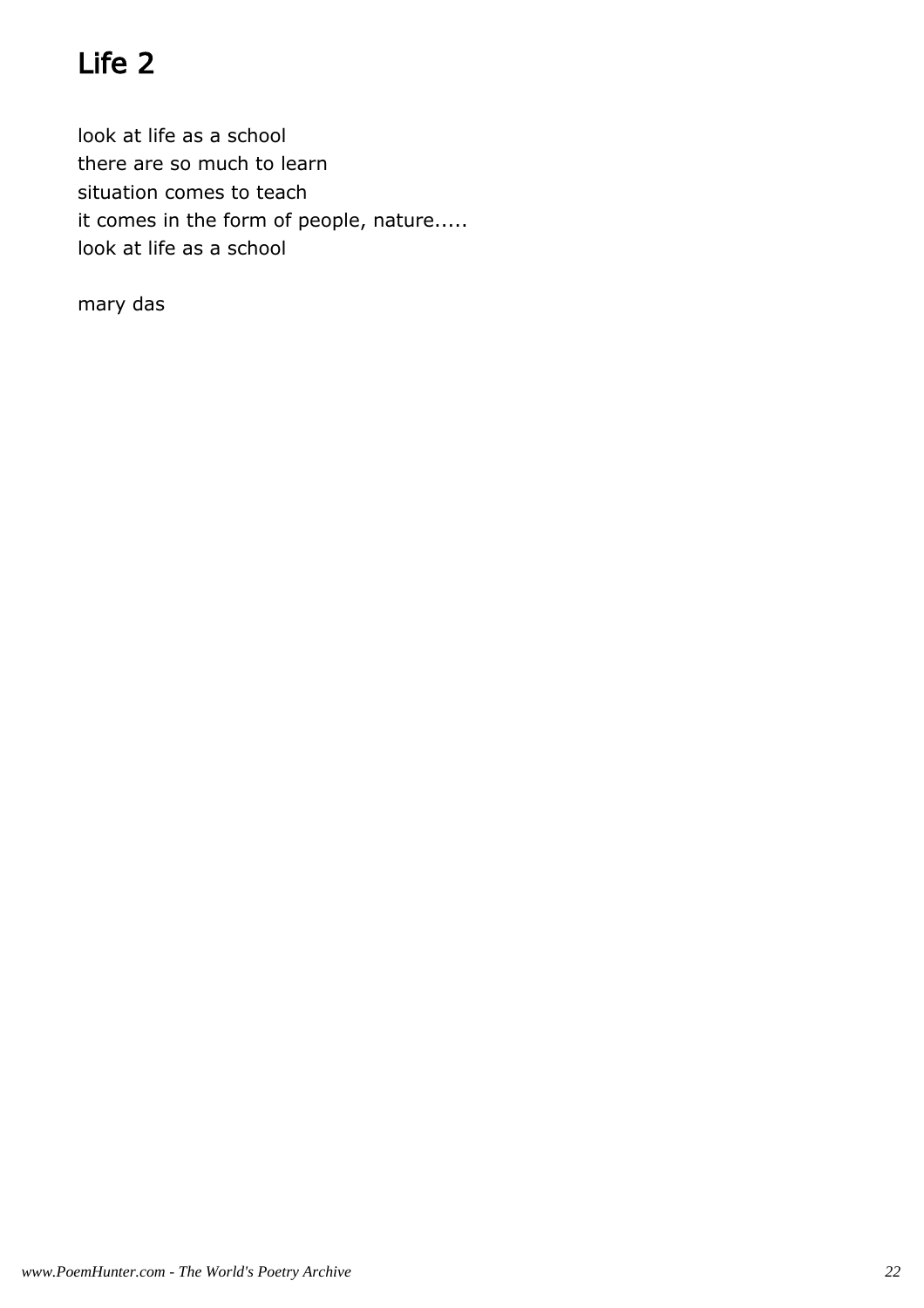# Life 2

look at life as a school
there are so much to learn
situation comes to teach
it comes in the form of people, nature.....
look at life as a school

mary das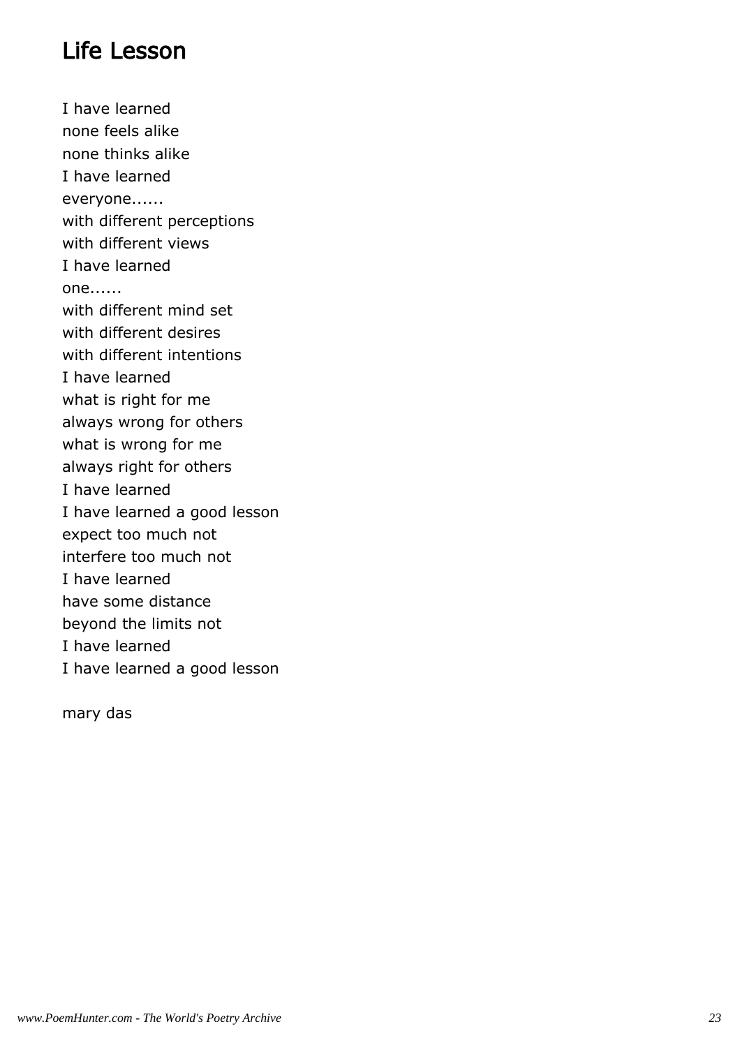## Life Lesson

I have learned  
none feels alike  
none thinks alike  
I have learned  
everyone......  
with different perceptions  
with different views  
I have learned  
one......  
with different mind set  
with different desires  
with different intentions  
I have learned  
what is right for me  
always wrong for others  
what is wrong for me  
always right for others  
I have learned  
I have learned a good lesson  
expect too much not  
interfere too much not  
I have learned  
have some distance  
beyond the limits not  
I have learned  
I have learned a good lesson

mary das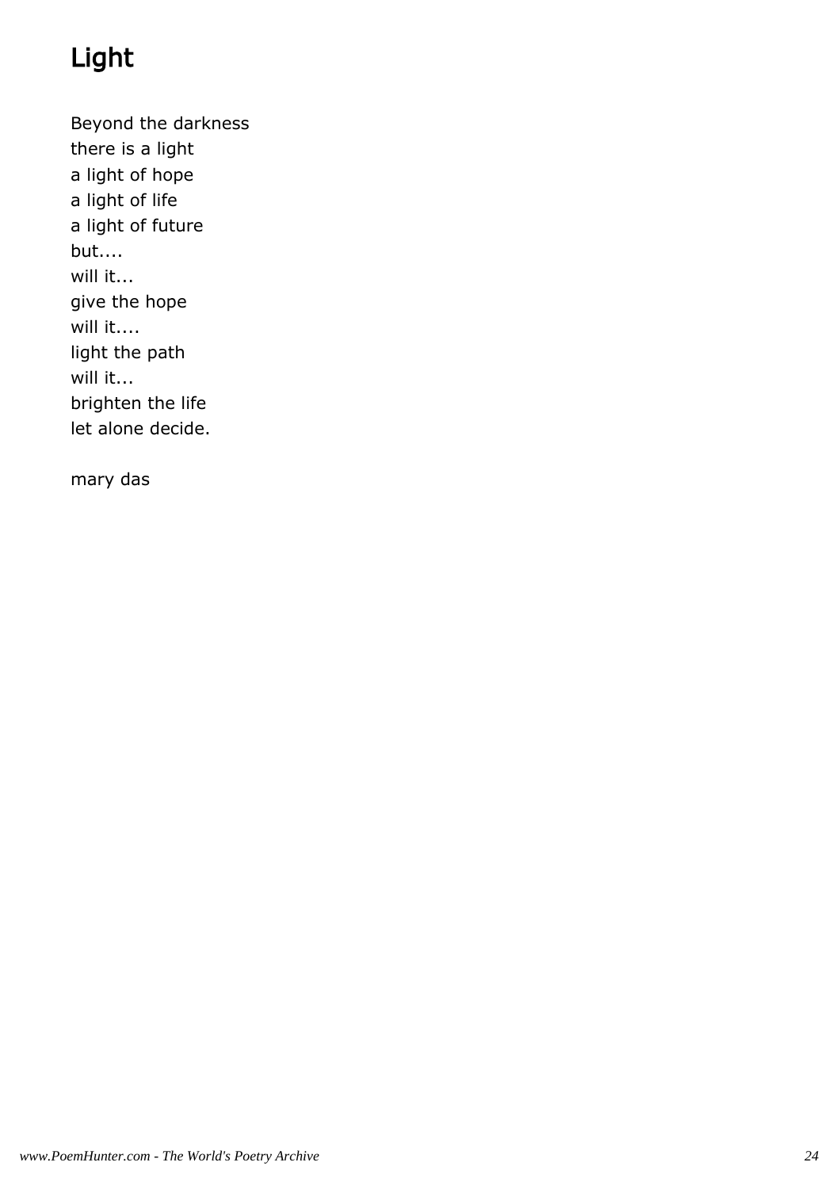# Light

Beyond the darkness  
there is a light  
a light of hope  
a light of life  
a light of future  
but....  
will it...  
give the hope  
will it....  
light the path  
will it...  
brighten the life  
let alone decide.

mary das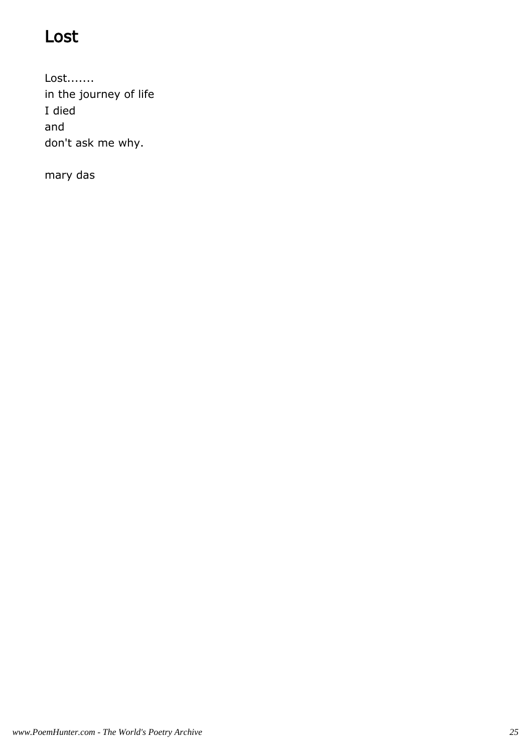# Lost

Lost.......
in the journey of life
I died
and
don't ask me why.

mary das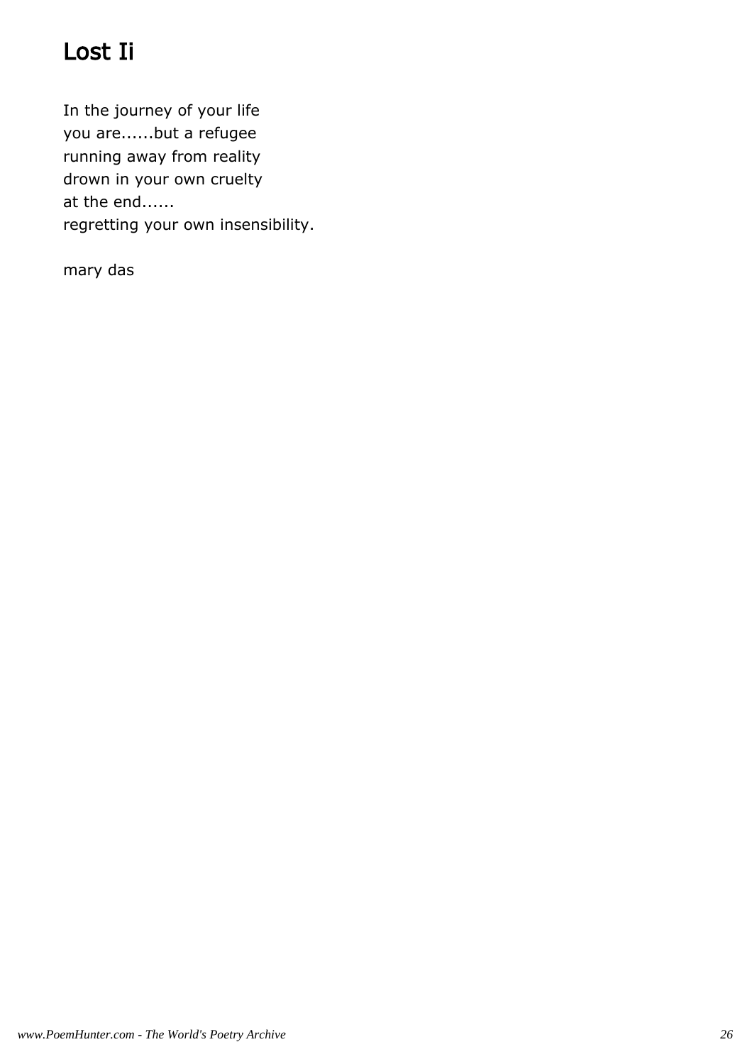# Lost Ii

In the journey of your life
you are......but a refugee
running away from reality
drown in your own cruelty
at the end......
regretting your own insensibility.

mary das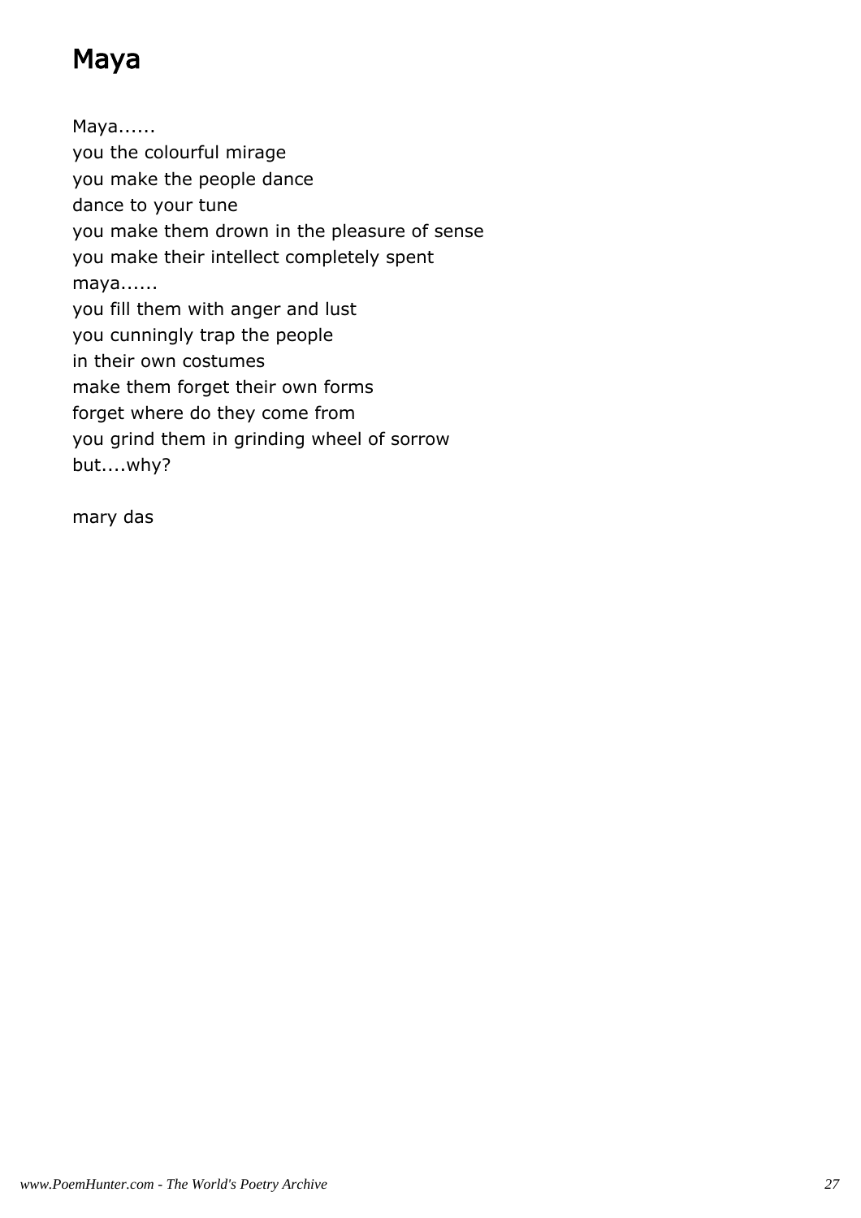# Maya

Maya......  
you the colourful mirage  
you make the people dance  
dance to your tune  
you make them drown in the pleasure of sense  
you make their intellect completely spent  
maya......  
you fill them with anger and lust  
you cunningly trap the people  
in their own costumes  
make them forget their own forms  
forget where do they come from  
you grind them in grinding wheel of sorrow  
but....why?

mary das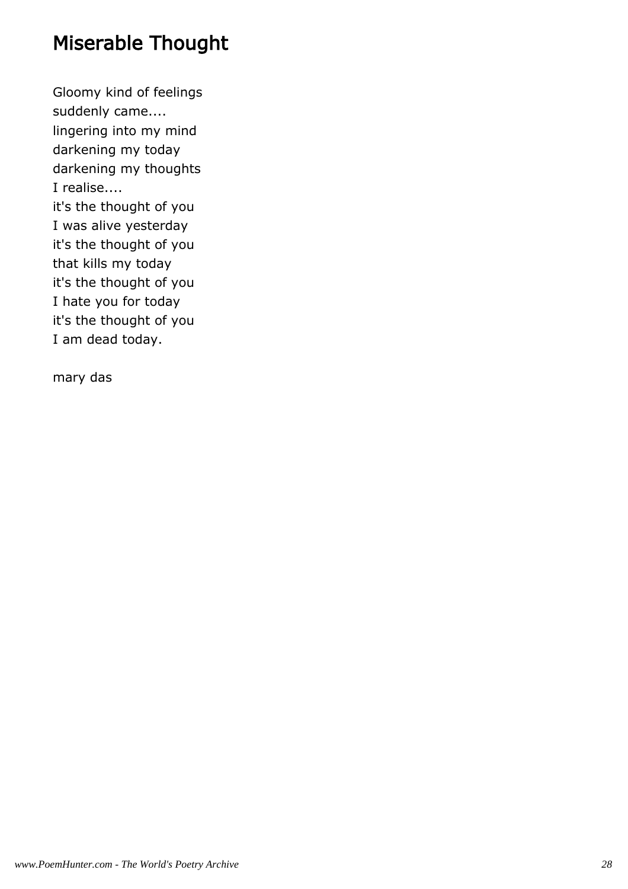# Miserable Thought

Gloomy kind of feelings  
suddenly came....  
lingering into my mind  
darkening my today  
darkening my thoughts  
I realise....  
it's the thought of you  
I was alive yesterday  
it's the thought of you  
that kills my today  
it's the thought of you  
I hate you for today  
it's the thought of you  
I am dead today.

mary das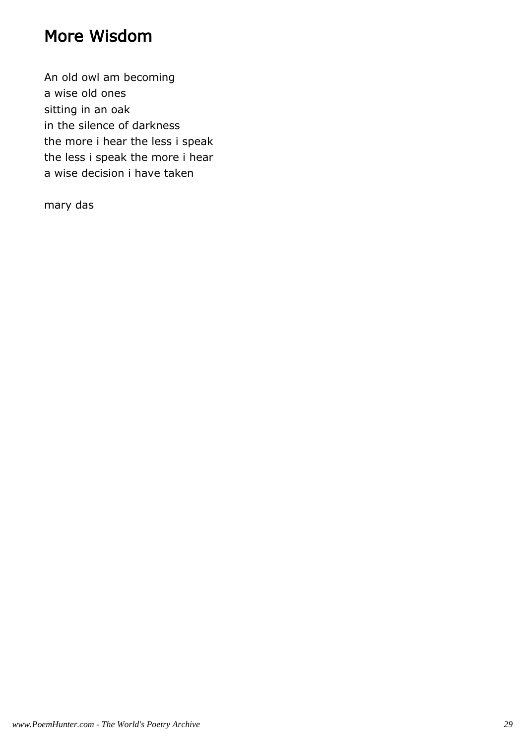# More Wisdom

An old owl am becoming
a wise old ones
sitting in an oak
in the silence of darkness
the more i hear the less i speak
the less i speak the more i hear
a wise decision i have taken

mary das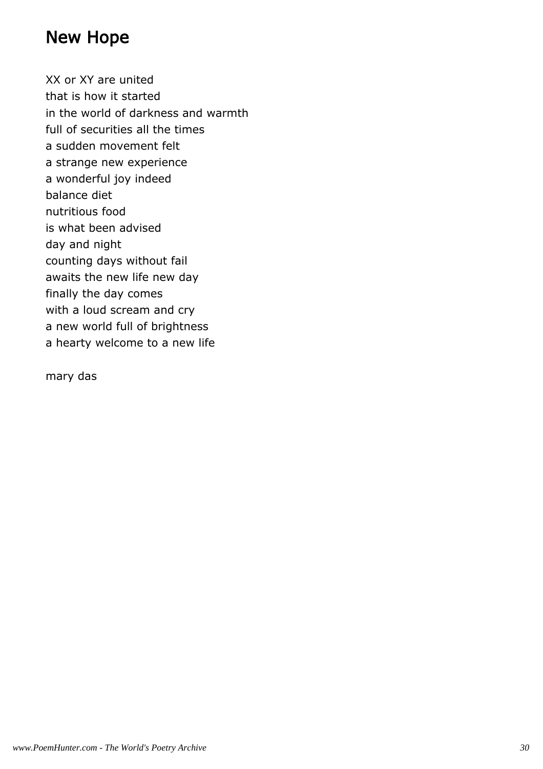# New Hope

XX or XY are united
that is how it started
in the world of darkness and warmth
full of securities all the times
a sudden movement felt
a strange new experience
a wonderful joy indeed
balance diet
nutritious food
is what been advised
day and night
counting days without fail
awaits the new life new day
finally the day comes
with a loud scream and cry
a new world full of brightness
a hearty welcome to a new life

mary das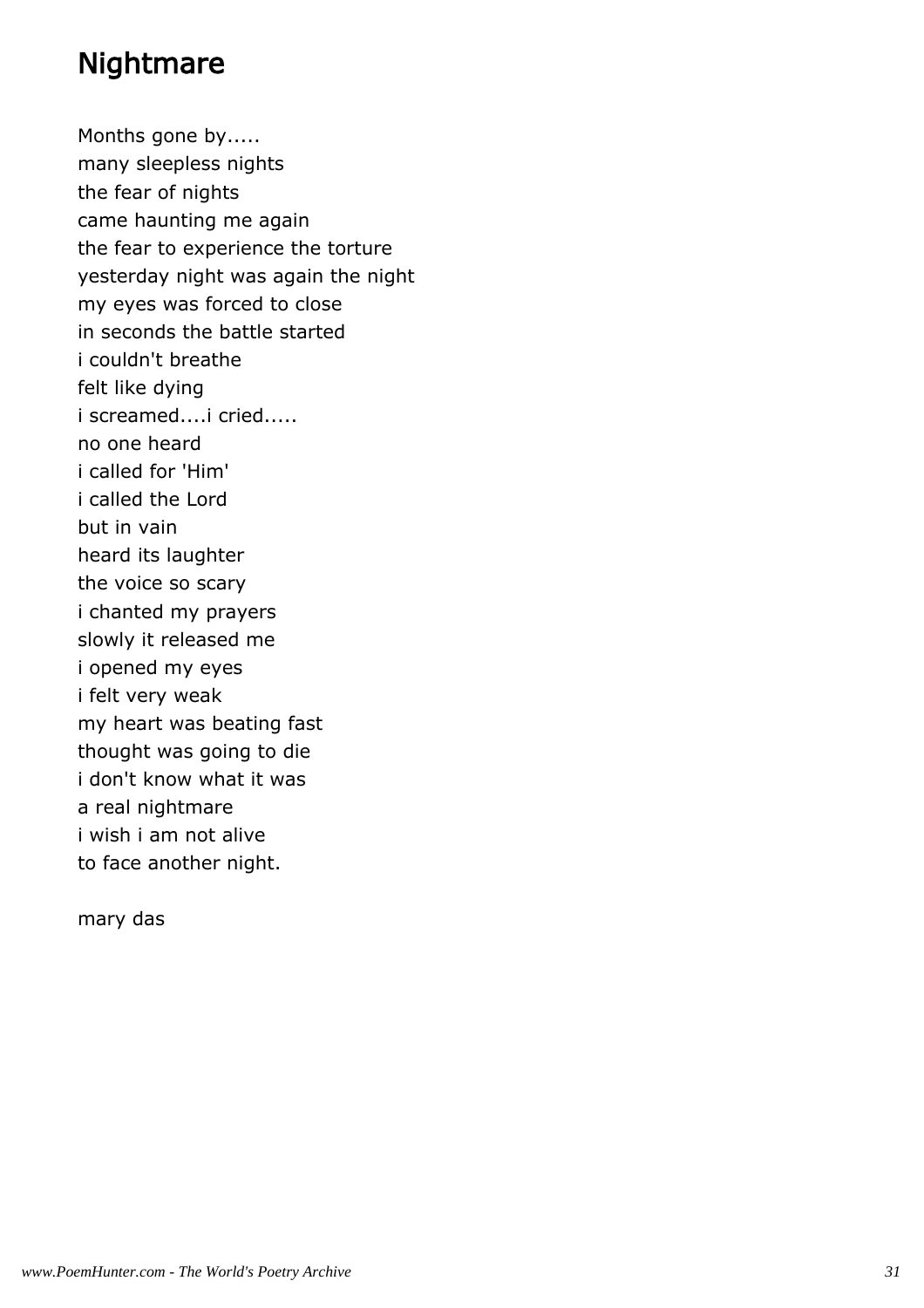## Nightmare

Months gone by.....
many sleepless nights
the fear of nights
came haunting me again
the fear to experience the torture
yesterday night was again the night
my eyes was forced to close
in seconds the battle started
i couldn't breathe
felt like dying
i screamed....i cried.....
no one heard
i called for 'Him'
i called the Lord
but in vain
heard its laughter
the voice so scary
i chanted my prayers
slowly it released me
i opened my eyes
i felt very weak
my heart was beating fast
thought was going to die
i don't know what it was
a real nightmare
i wish i am not alive
to face another night.

mary das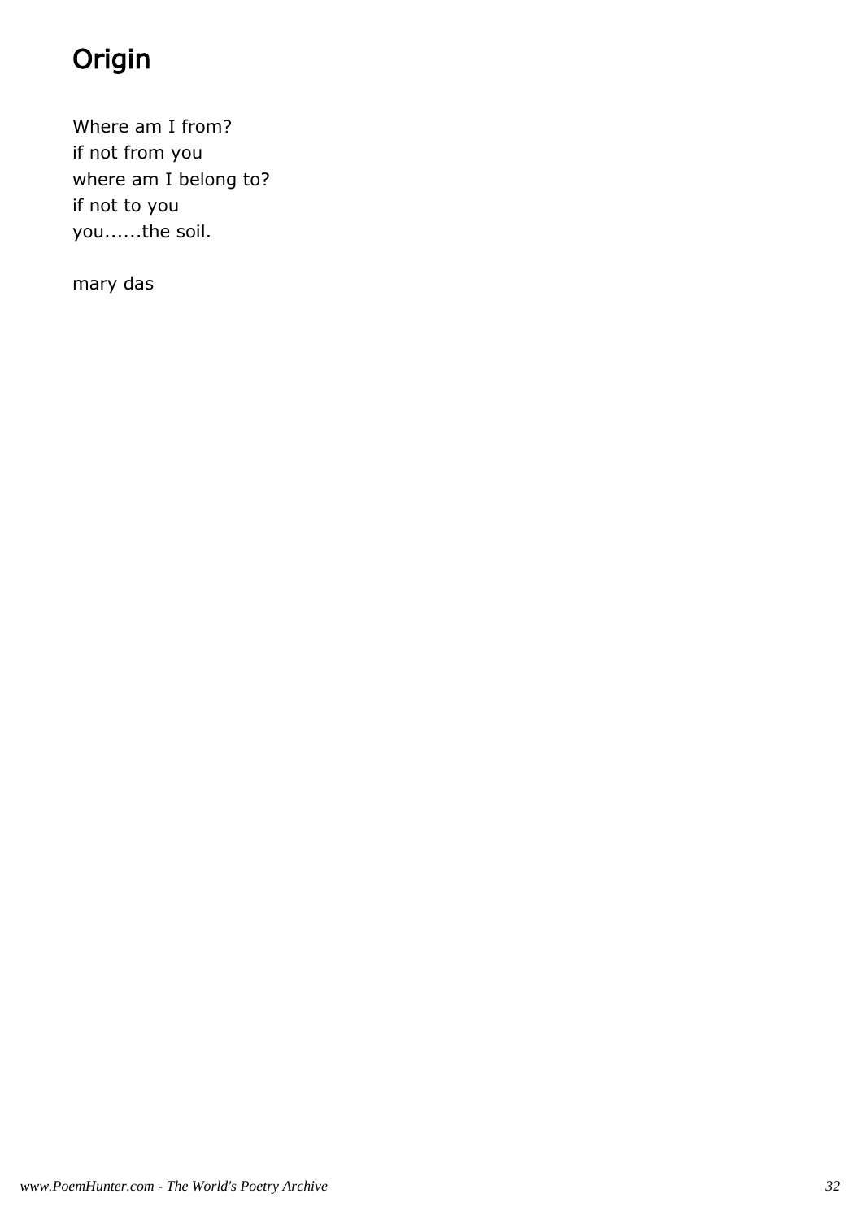# Origin

Where am I from?
if not from you
where am I belong to?
if not to you
you......the soil.

mary das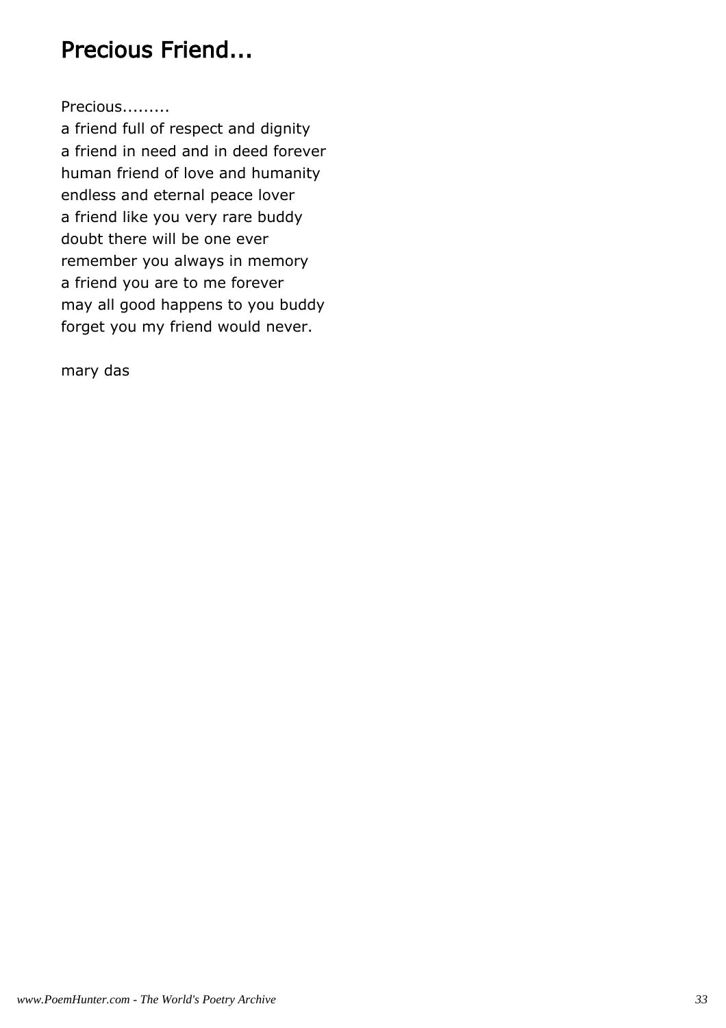# Precious Friend...

Precious.........
a friend full of respect and dignity
a friend in need and in deed forever
human friend of love and humanity
endless and eternal peace lover
a friend like you very rare buddy
doubt there will be one ever
remember you always in memory
a friend you are to me forever
may all good happens to you buddy
forget you my friend would never.

mary das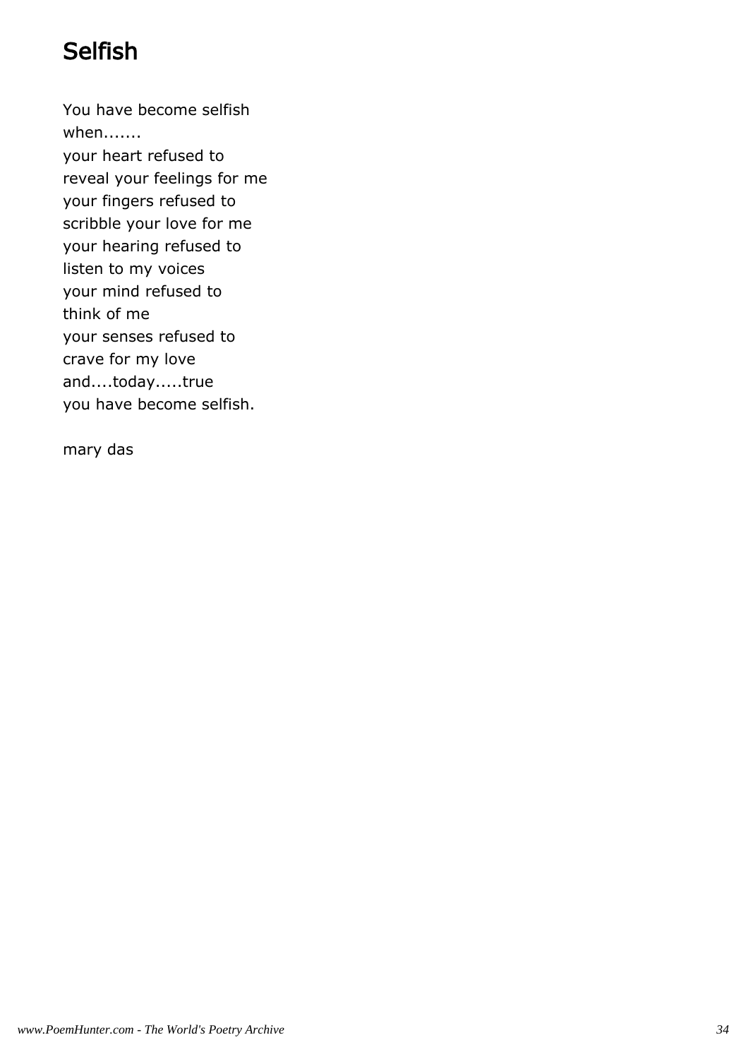# Selfish

You have become selfish  
when.......  
your heart refused to  
reveal your feelings for me  
your fingers refused to  
scribble your love for me  
your hearing refused to  
listen to my voices  
your mind refused to  
think of me  
your senses refused to  
crave for my love  
and....today.....true  
you have become selfish.

mary das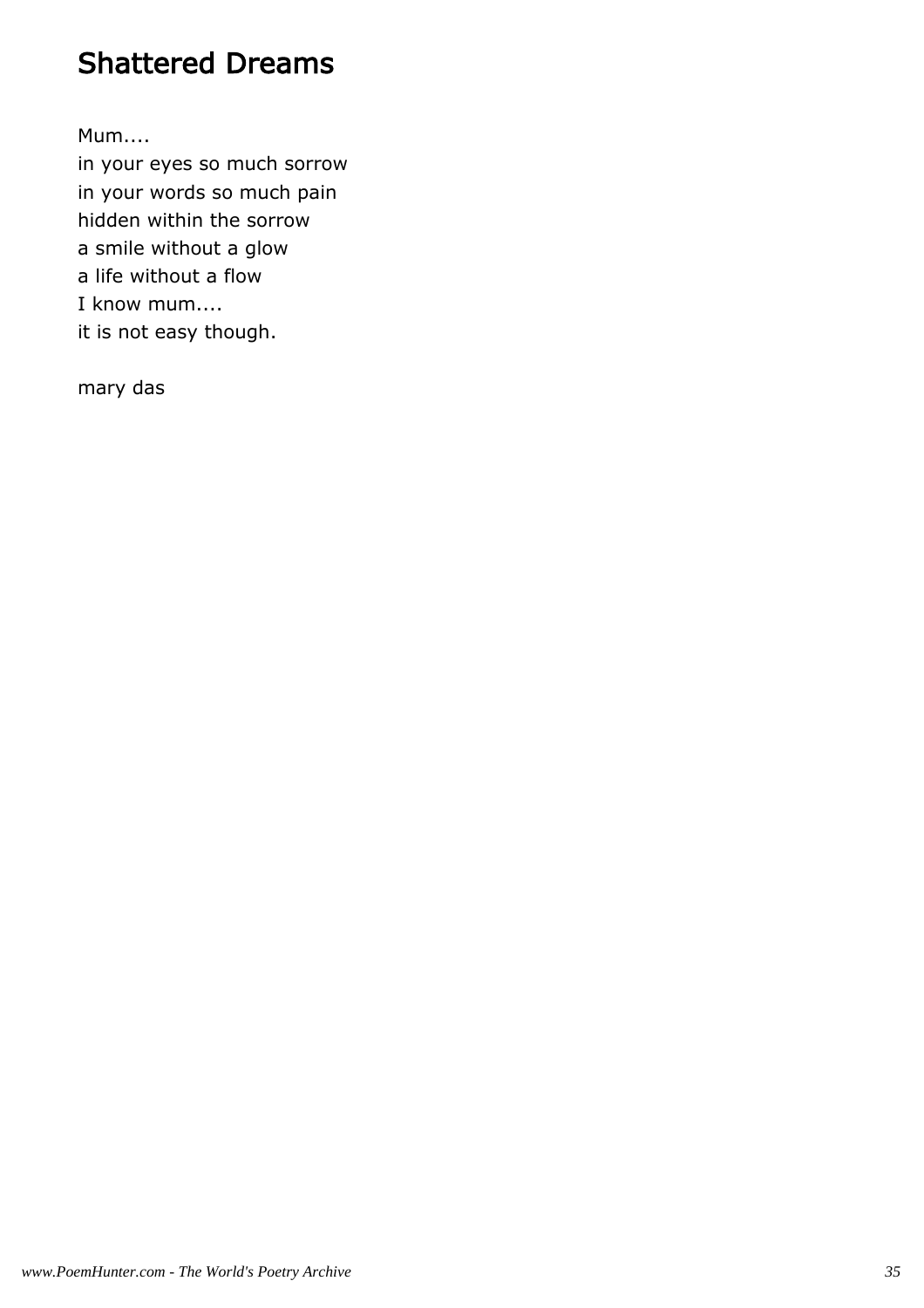# Shattered Dreams

Mum....  
in your eyes so much sorrow  
in your words so much pain  
hidden within the sorrow  
a smile without a glow  
a life without a flow  
I know mum....  
it is not easy though.

mary das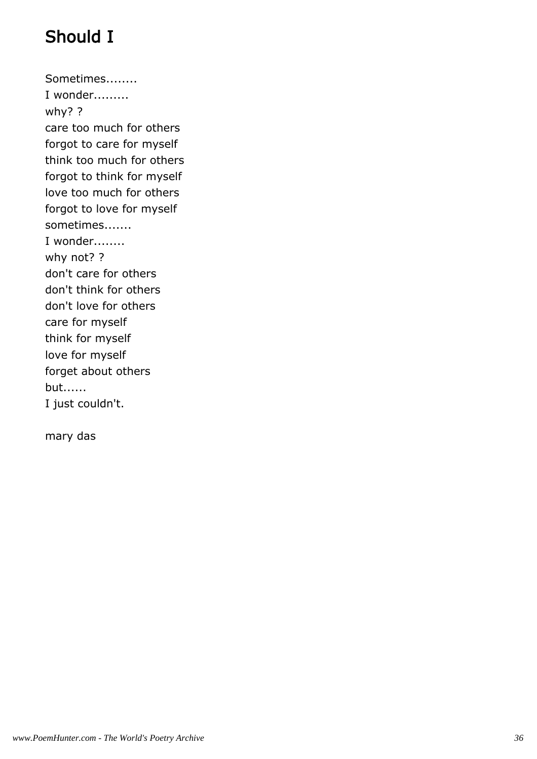# Should I

Sometimes........  
I wonder.........  
why? ?  
care too much for others  
forgot to care for myself  
think too much for others  
forgot to think for myself  
love too much for others  
forgot to love for myself  
sometimes.......  
I wonder........  
why not? ?  
don't care for others  
don't think for others  
don't love for others  
care for myself  
think for myself  
love for myself  
forget about others  
but......  
I just couldn't.

mary das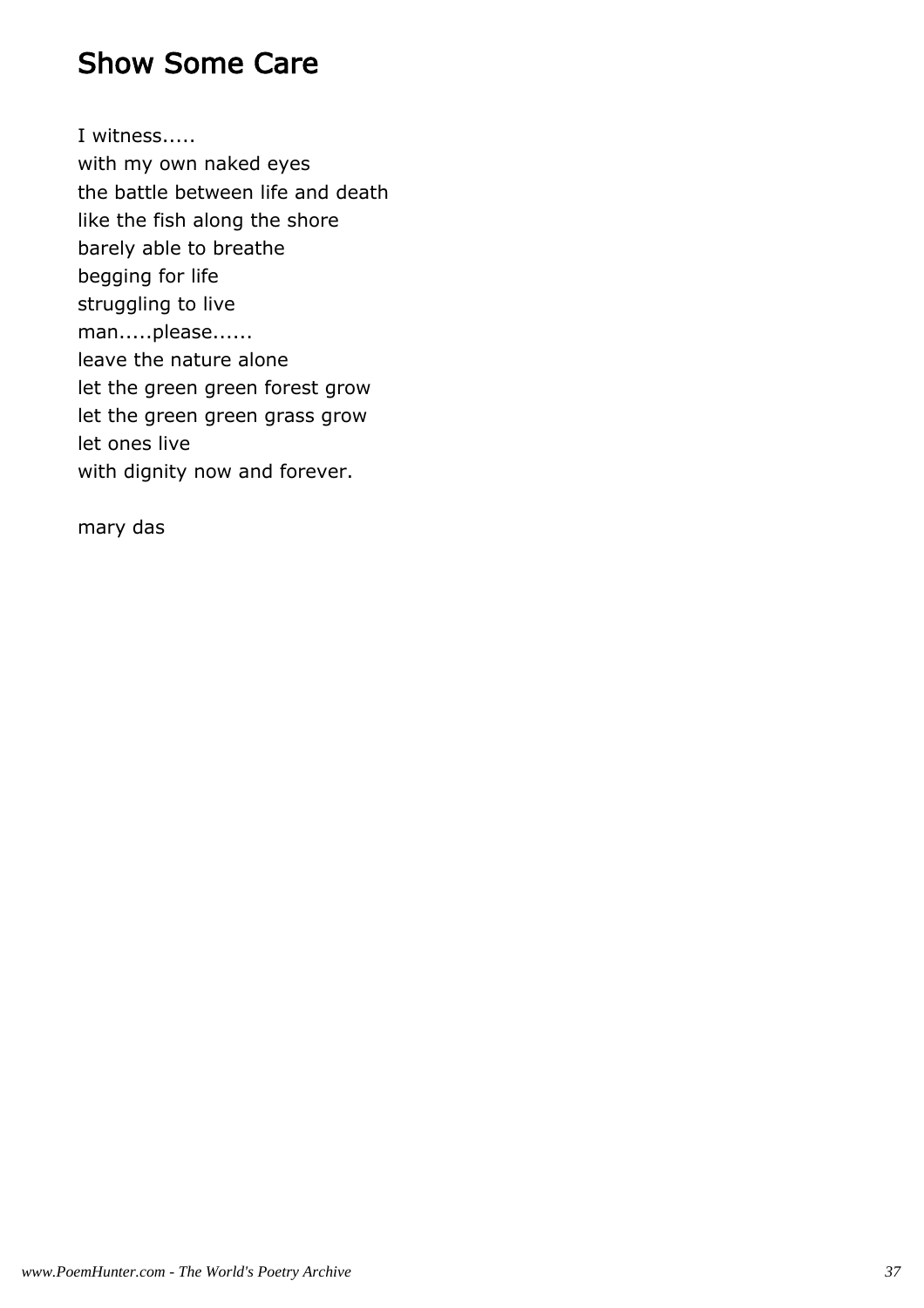# Show Some Care

I witness.....  
with my own naked eyes  
the battle between life and death  
like the fish along the shore  
barely able to breathe  
begging for life  
struggling to live  
man.....please......  
leave the nature alone  
let the green green forest grow  
let the green green grass grow  
let ones live  
with dignity now and forever.

mary das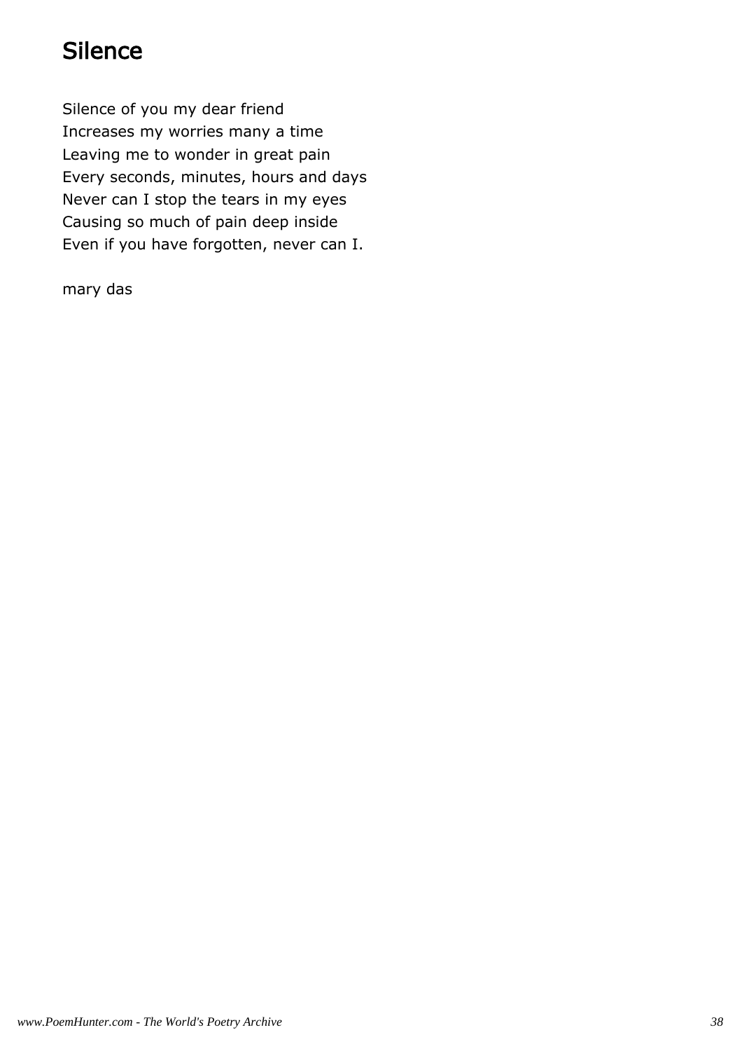# Silence

Silence of you my dear friend  
Increases my worries many a time  
Leaving me to wonder in great pain  
Every seconds, minutes, hours and days  
Never can I stop the tears in my eyes  
Causing so much of pain deep inside  
Even if you have forgotten, never can I.

mary das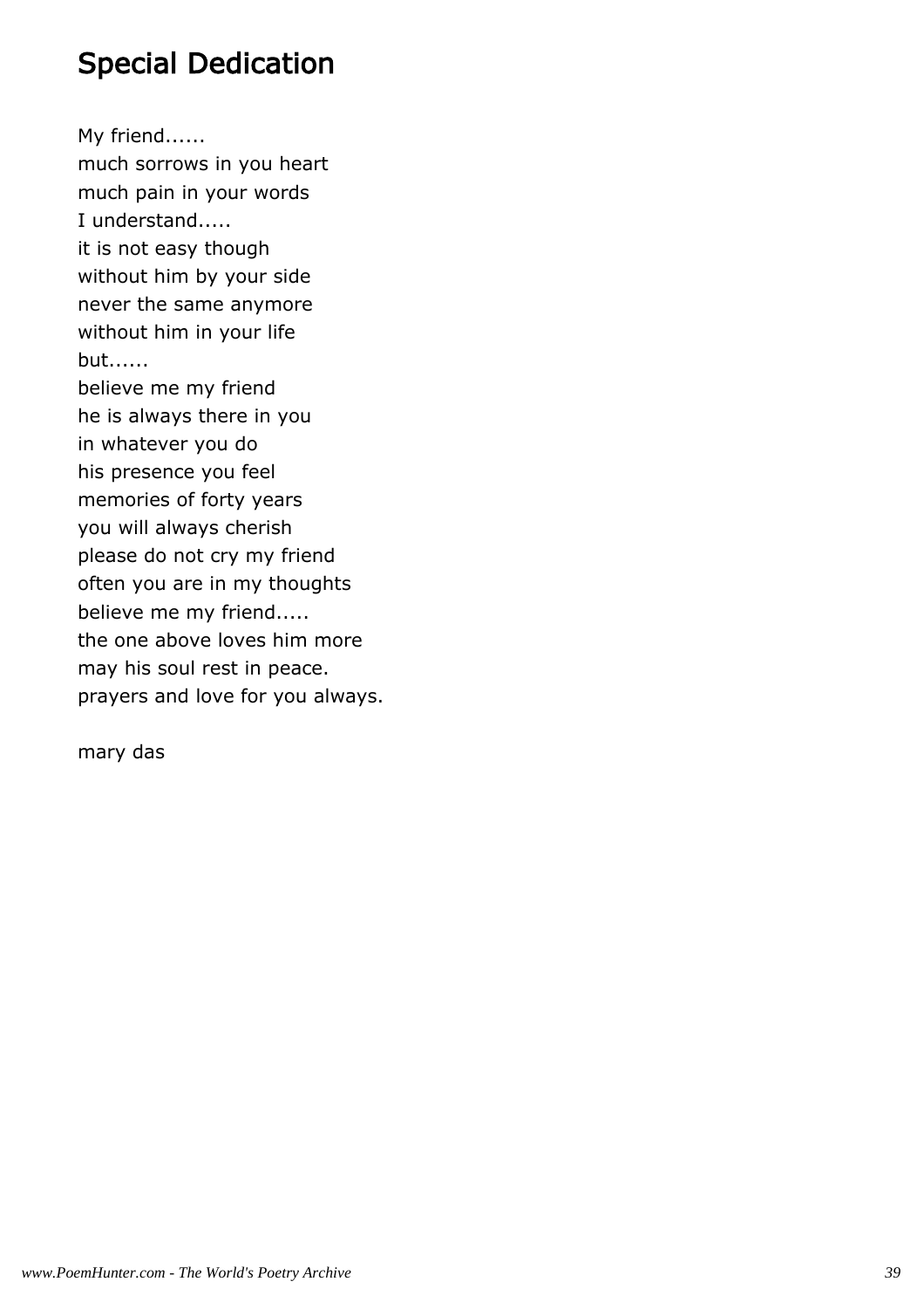# Special Dedication

My friend......  
much sorrows in you heart  
much pain in your words  
I understand.....  
it is not easy though  
without him by your side  
never the same anymore  
without him in your life  
but......  
believe me my friend  
he is always there in you  
in whatever you do  
his presence you feel  
memories of forty years  
you will always cherish  
please do not cry my friend  
often you are in my thoughts  
believe me my friend.....  
the one above loves him more  
may his soul rest in peace.  
prayers and love for you always.

mary das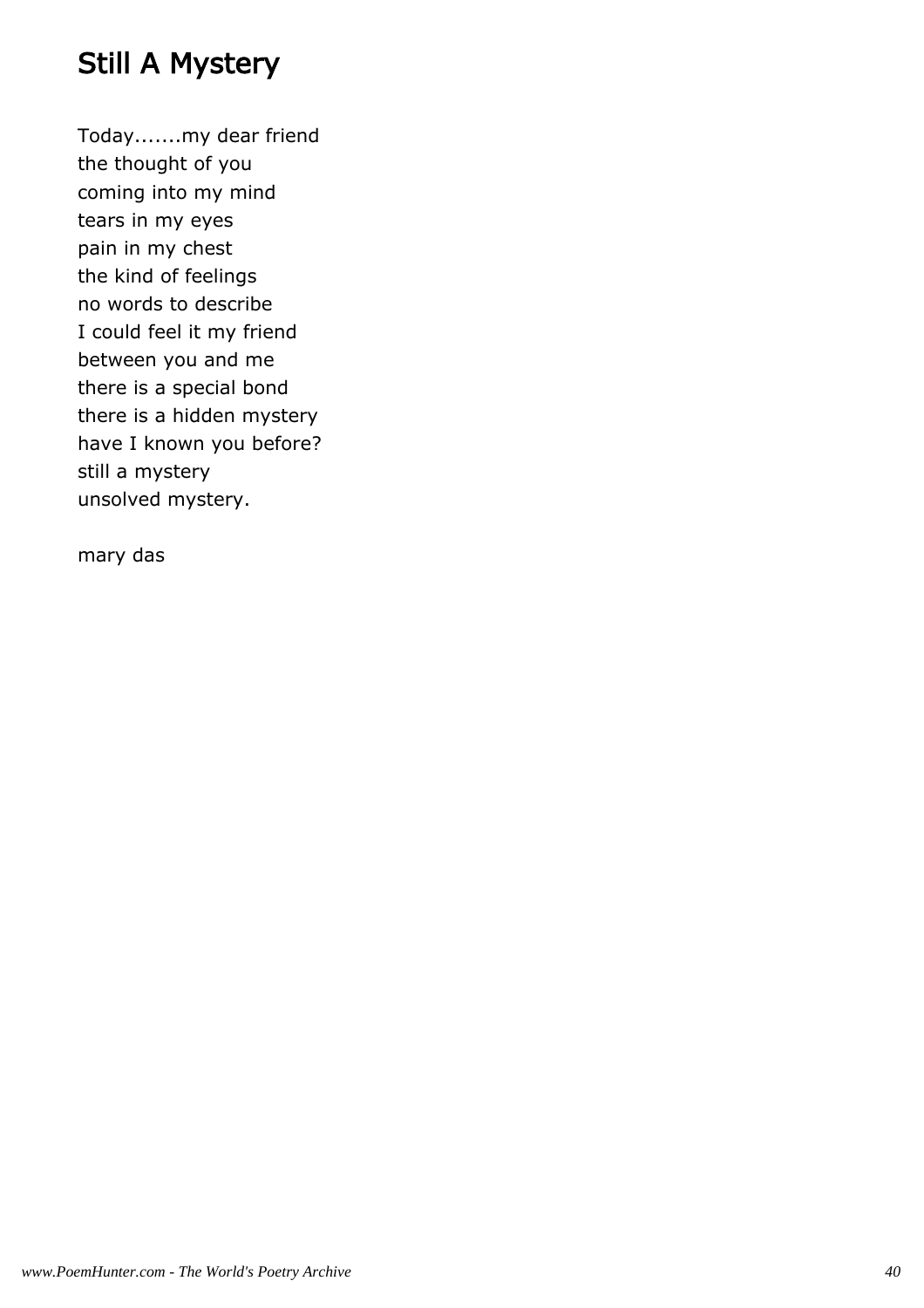# Still A Mystery

Today.......my dear friend  
the thought of you  
coming into my mind  
tears in my eyes  
pain in my chest  
the kind of feelings  
no words to describe  
I could feel it my friend  
between you and me  
there is a special bond  
there is a hidden mystery  
have I known you before?  
still a mystery  
unsolved mystery.

mary das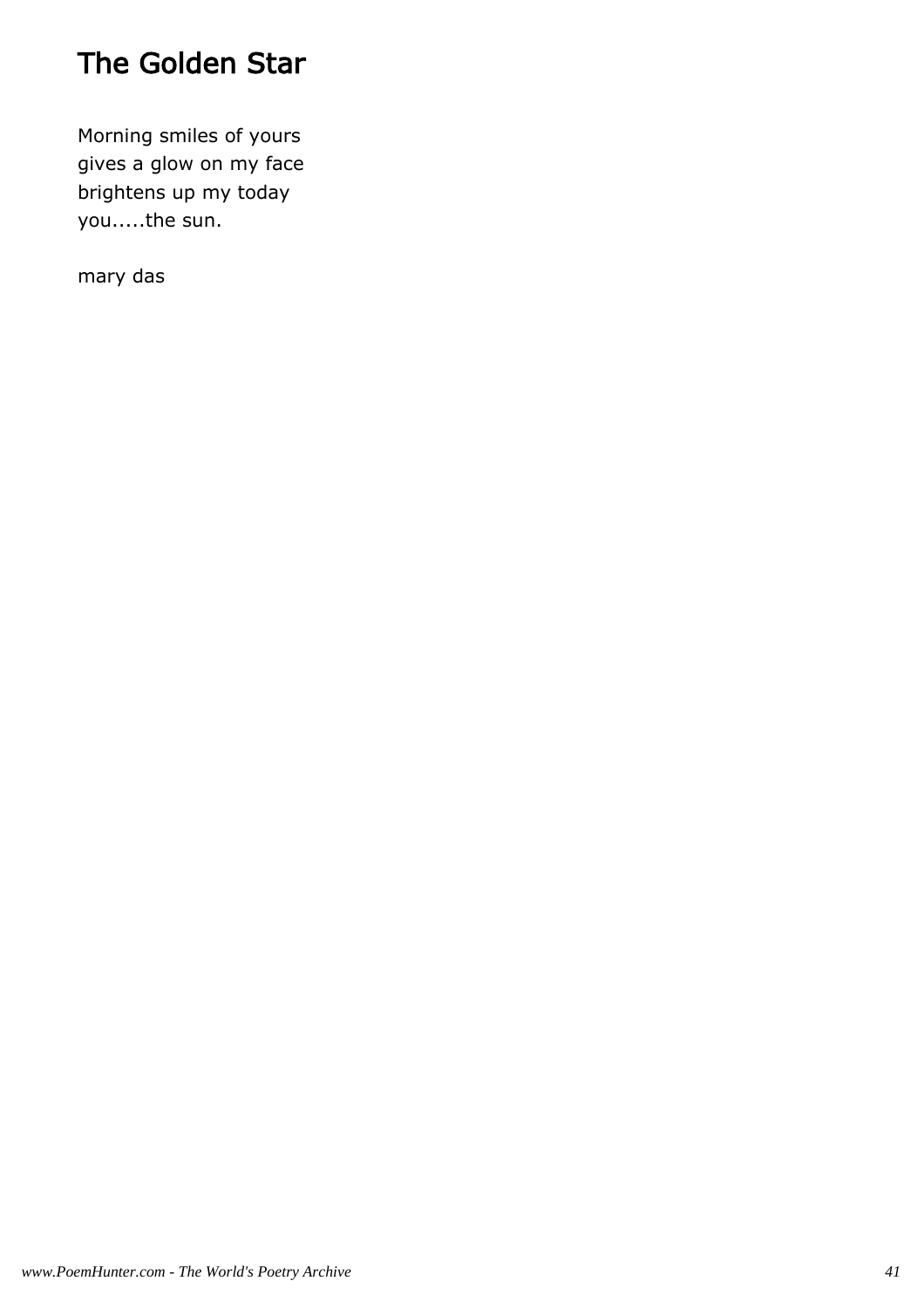# The Golden Star

Morning smiles of yours
gives a glow on my face
brightens up my today
you.....the sun.

mary das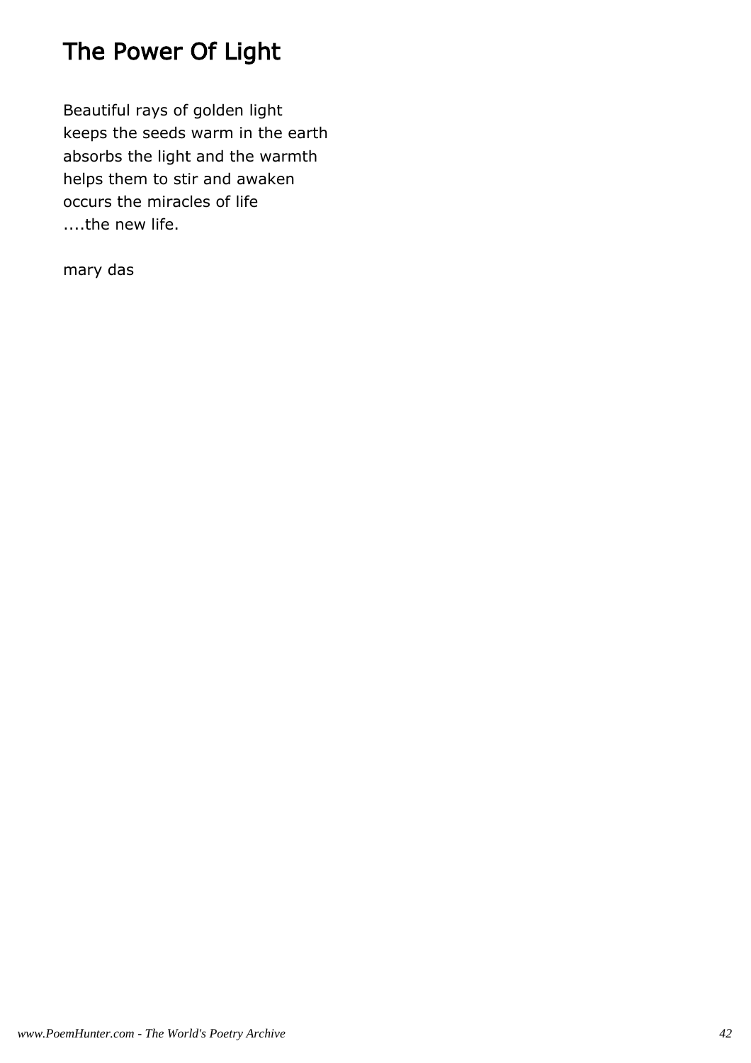# The Power Of Light

Beautiful rays of golden light  
keeps the seeds warm in the earth  
absorbs the light and the warmth  
helps them to stir and awaken  
occurs the miracles of life  
....the new life.

mary das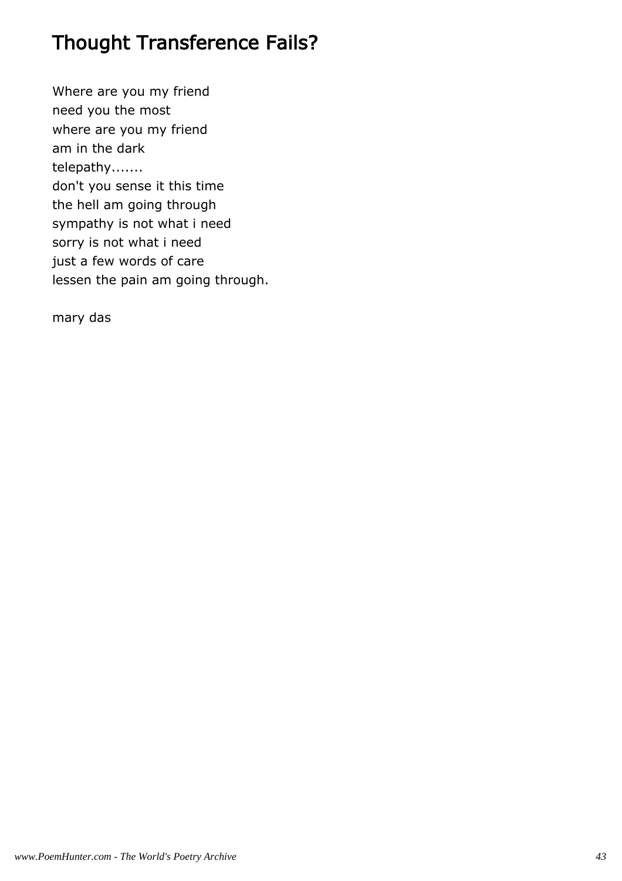# Thought Transference Fails?

Where are you my friend
need you the most
where are you my friend
am in the dark
telepathy.......
don't you sense it this time
the hell am going through
sympathy is not what i need
sorry is not what i need
just a few words of care
lessen the pain am going through.

mary das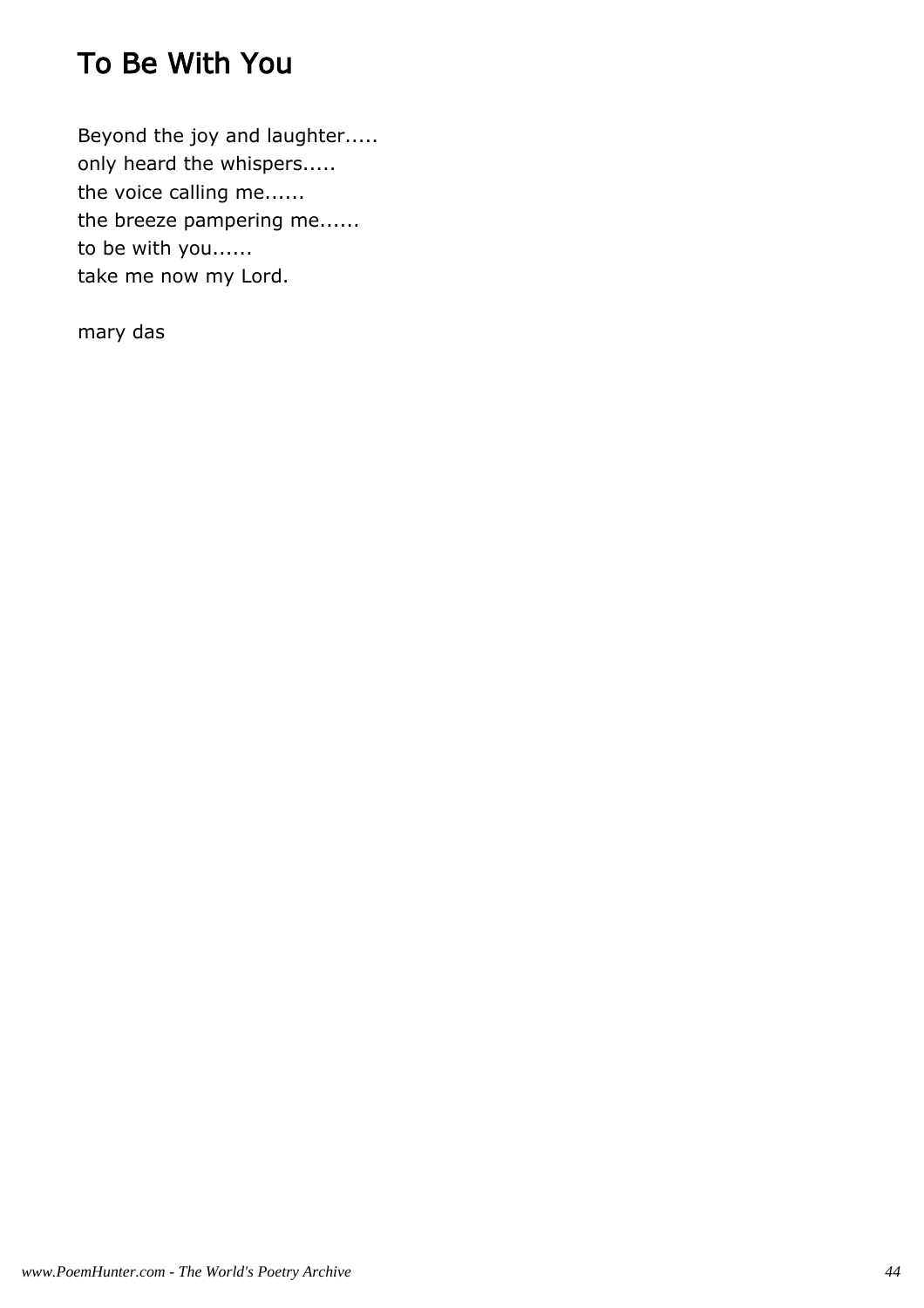# To Be With You

Beyond the joy and laughter.....
only heard the whispers.....
the voice calling me......
the breeze pampering me......
to be with you......
take me now my Lord.

mary das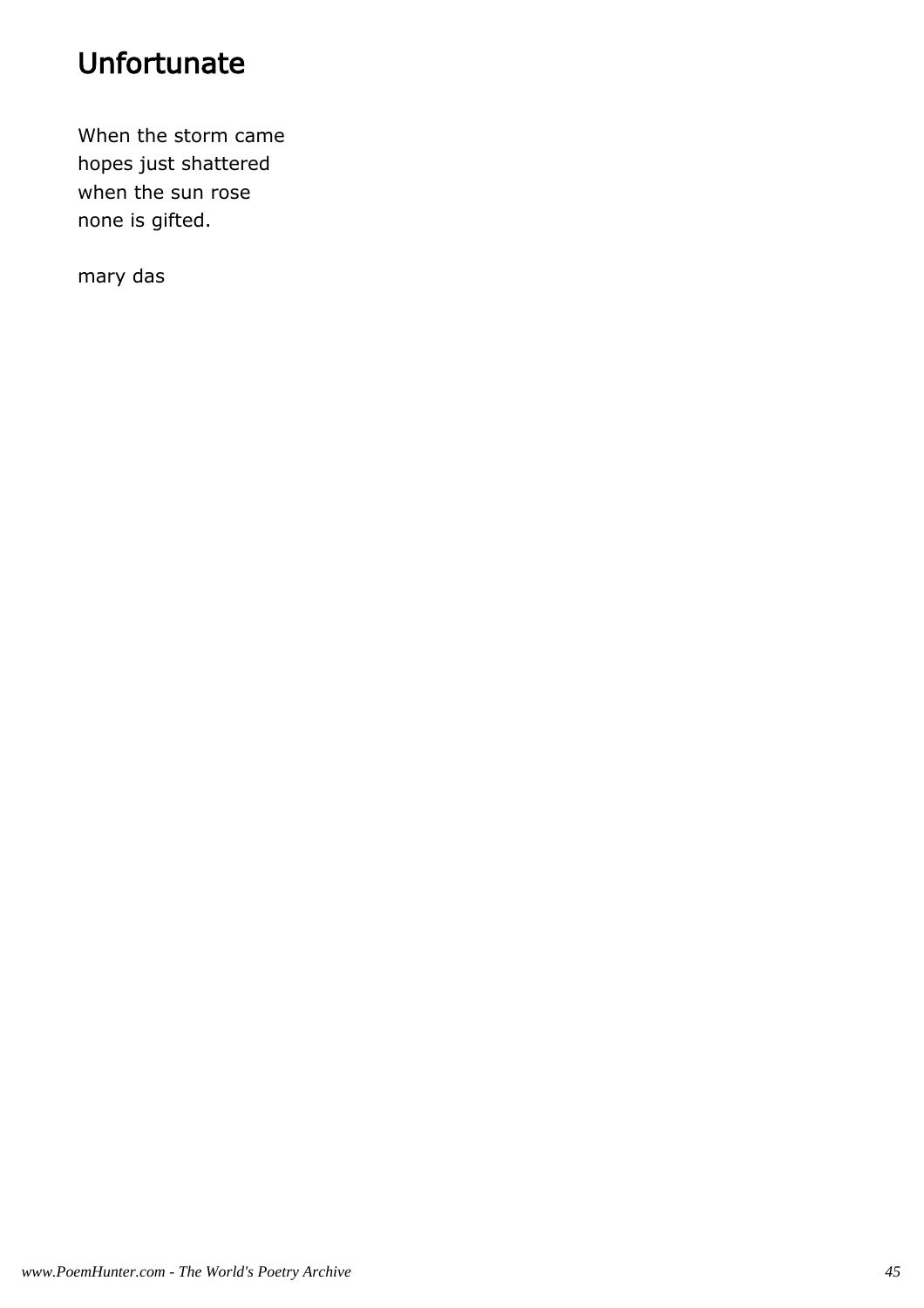# Unfortunate

When the storm came  
hopes just shattered  
when the sun rose  
none is gifted.

mary das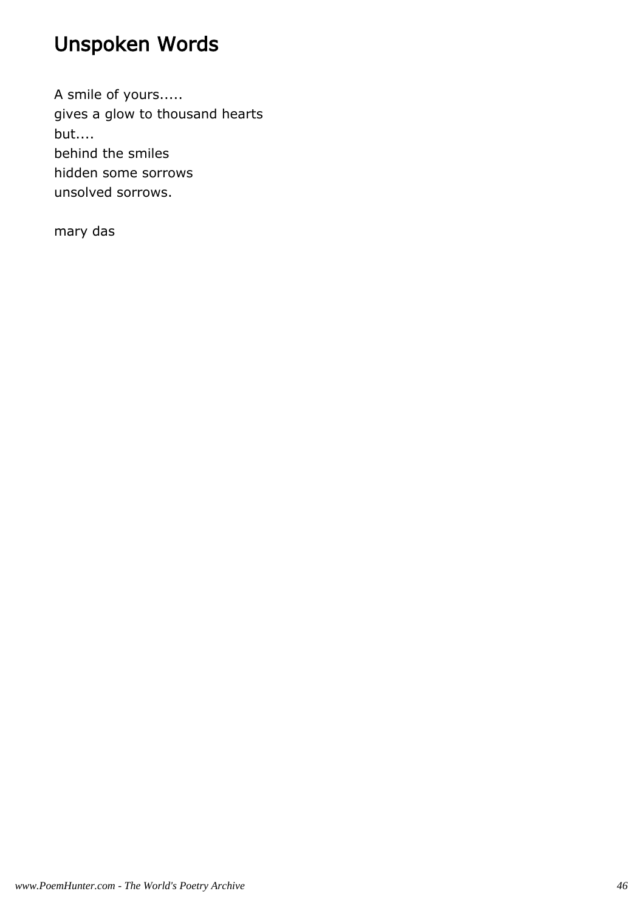# Unspoken Words

A smile of yours.....  
gives a glow to thousand hearts  
but....  
behind the smiles  
hidden some sorrows  
unsolved sorrows.

mary das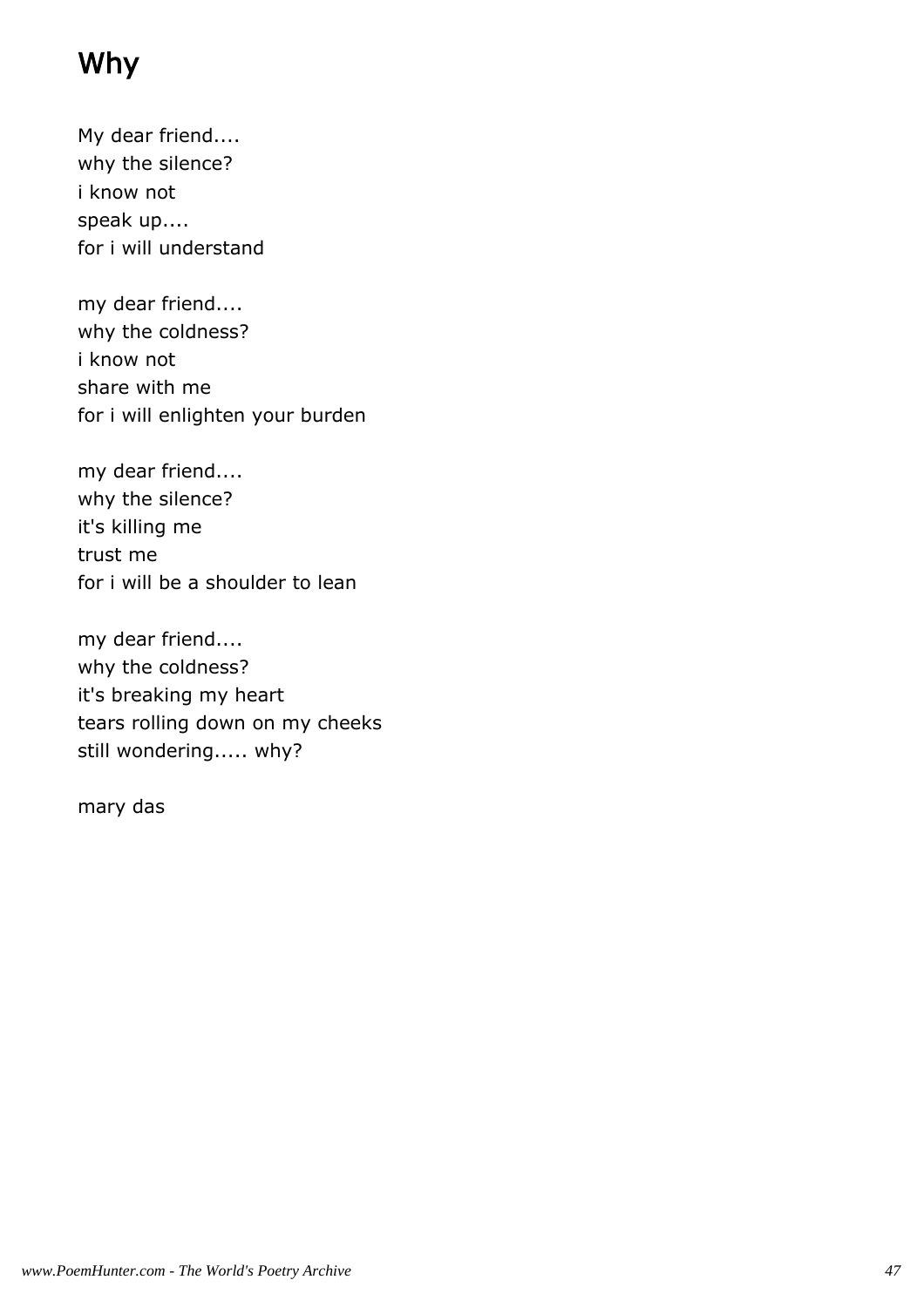# Why

My dear friend....
why the silence?
i know not
speak up....
for i will understand

my dear friend....
why the coldness?
i know not
share with me
for i will enlighten your burden

my dear friend....
why the silence?
it's killing me
trust me
for i will be a shoulder to lean

my dear friend....
why the coldness?
it's breaking my heart
tears rolling down on my cheeks
still wondering..... why?

mary das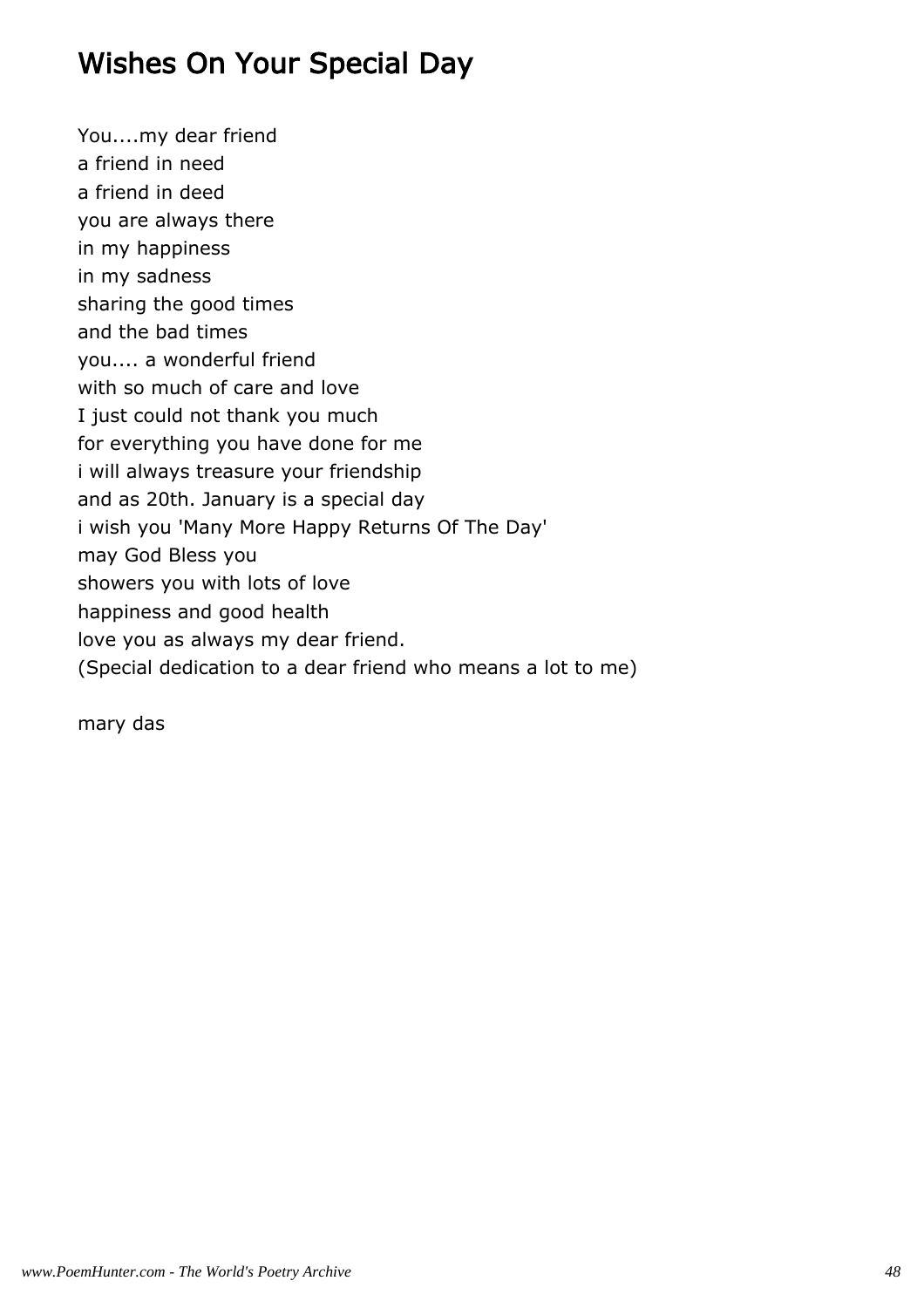# Wishes On Your Special Day

You....my dear friend  
a friend in need  
a friend in deed  
you are always there  
in my happiness  
in my sadness  
sharing the good times  
and the bad times  
you.... a wonderful friend  
with so much of care and love  
I just could not thank you much  
for everything you have done for me  
i will always treasure your friendship  
and as 20th. January is a special day  
i wish you 'Many More Happy Returns Of The Day'  
may God Bless you  
showers you with lots of love  
happiness and good health  
love you as always my dear friend.  
(Special dedication to a dear friend who means a lot to me)

mary das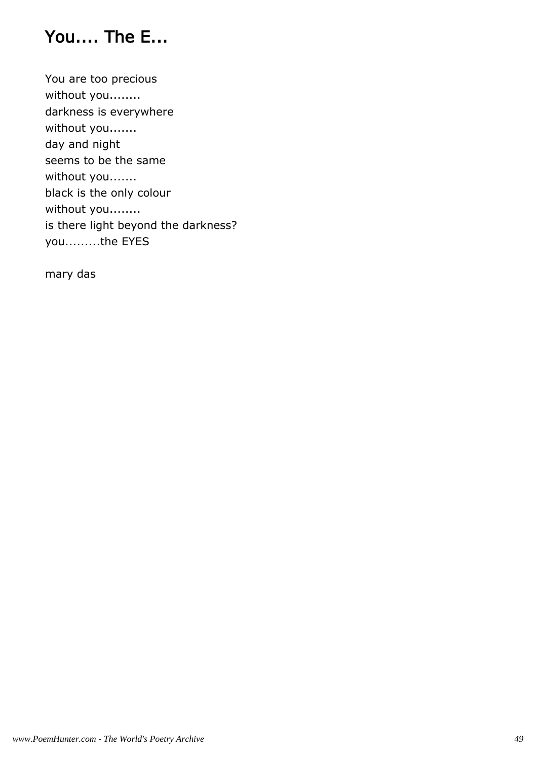# You.... The E...

You are too precious  
without you........  
darkness is everywhere  
without you.......  
day and night  
seems to be the same  
without you.......  
black is the only colour  
without you........  
is there light beyond the darkness?  
you.........the EYES

mary das